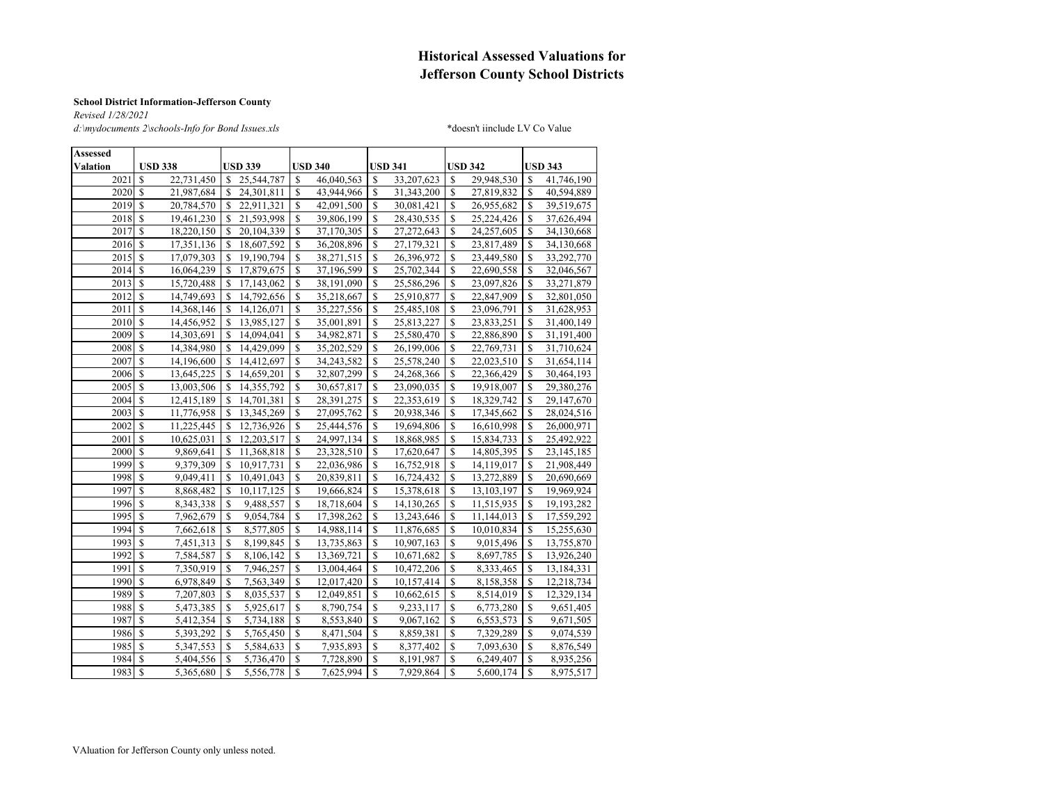# Historical Assessed Valuations for Jefferson County School Districts

**School District Information-Jefferson County**

*Revised 1/28/2021*

*d:\mydocuments 2\schools-Info for Bond Issues.xls*

*doesn't iinclude LV Co Value

| Assessed Valation | USD 338 | USD 339 | USD 340 | USD 341 | USD 342 | USD 343 |
|---|---|---|---|---|---|---|
| 2021 | $ 22,731,450 | $ 25,544,787 | $ 46,040,563 | $ 33,207,623 | $ 29,948,530 | $ 41,746,190 |
| 2020 | $ 21,987,684 | $ 24,301,811 | $ 43,944,966 | $ 31,343,200 | $ 27,819,832 | $ 40,594,889 |
| 2019 | $ 20,784,570 | $ 22,911,321 | $ 42,091,500 | $ 30,081,421 | $ 26,955,682 | $ 39,519,675 |
| 2018 | $ 19,461,230 | $ 21,593,998 | $ 39,806,199 | $ 28,430,535 | $ 25,224,426 | $ 37,626,494 |
| 2017 | $ 18,220,150 | $ 20,104,339 | $ 37,170,305 | $ 27,272,643 | $ 24,257,605 | $ 34,130,668 |
| 2016 | $ 17,351,136 | $ 18,607,592 | $ 36,208,896 | $ 27,179,321 | $ 23,817,489 | $ 34,130,668 |
| 2015 | $ 17,079,303 | $ 19,190,794 | $ 38,271,515 | $ 26,396,972 | $ 23,449,580 | $ 33,292,770 |
| 2014 | $ 16,064,239 | $ 17,879,675 | $ 37,196,599 | $ 25,702,344 | $ 22,690,558 | $ 32,046,567 |
| 2013 | $ 15,720,488 | $ 17,143,062 | $ 38,191,090 | $ 25,586,296 | $ 23,097,826 | $ 33,271,879 |
| 2012 | $ 14,749,693 | $ 14,792,656 | $ 35,218,667 | $ 25,910,877 | $ 22,847,909 | $ 32,801,050 |
| 2011 | $ 14,368,146 | $ 14,126,071 | $ 35,227,556 | $ 25,485,108 | $ 23,096,791 | $ 31,628,953 |
| 2010 | $ 14,456,952 | $ 13,985,127 | $ 35,001,891 | $ 25,813,227 | $ 23,833,251 | $ 31,400,149 |
| 2009 | $ 14,303,691 | $ 14,094,041 | $ 34,982,871 | $ 25,580,470 | $ 22,886,890 | $ 31,191,400 |
| 2008 | $ 14,384,980 | $ 14,429,099 | $ 35,202,529 | $ 26,199,006 | $ 22,769,731 | $ 31,710,624 |
| 2007 | $ 14,196,600 | $ 14,412,697 | $ 34,243,582 | $ 25,578,240 | $ 22,023,510 | $ 31,654,114 |
| 2006 | $ 13,645,225 | $ 14,659,201 | $ 32,807,299 | $ 24,268,366 | $ 22,366,429 | $ 30,464,193 |
| 2005 | $ 13,003,506 | $ 14,355,792 | $ 30,657,817 | $ 23,090,035 | $ 19,918,007 | $ 29,380,276 |
| 2004 | $ 12,415,189 | $ 14,701,381 | $ 28,391,275 | $ 22,353,619 | $ 18,329,742 | $ 29,147,670 |
| 2003 | $ 11,776,958 | $ 13,345,269 | $ 27,095,762 | $ 20,938,346 | $ 17,345,662 | $ 28,024,516 |
| 2002 | $ 11,225,445 | $ 12,736,926 | $ 25,444,576 | $ 19,694,806 | $ 16,610,998 | $ 26,000,971 |
| 2001 | $ 10,625,031 | $ 12,203,517 | $ 24,997,134 | $ 18,868,985 | $ 15,834,733 | $ 25,492,922 |
| 2000 | $ 9,869,641 | $ 11,368,818 | $ 23,328,510 | $ 17,620,647 | $ 14,805,395 | $ 23,145,185 |
| 1999 | $ 9,379,309 | $ 10,917,731 | $ 22,036,986 | $ 16,752,918 | $ 14,119,017 | $ 21,908,449 |
| 1998 | $ 9,049,411 | $ 10,491,043 | $ 20,839,811 | $ 16,724,432 | $ 13,272,889 | $ 20,690,669 |
| 1997 | $ 8,868,482 | $ 10,117,125 | $ 19,666,824 | $ 15,378,618 | $ 13,103,197 | $ 19,969,924 |
| 1996 | $ 8,343,338 | $ 9,488,557 | $ 18,718,604 | $ 14,130,265 | $ 11,515,935 | $ 19,193,282 |
| 1995 | $ 7,962,679 | $ 9,054,784 | $ 17,398,262 | $ 13,243,646 | $ 11,144,013 | $ 17,559,292 |
| 1994 | $ 7,662,618 | $ 8,577,805 | $ 14,988,114 | $ 11,876,685 | $ 10,010,834 | $ 15,255,630 |
| 1993 | $ 7,451,313 | $ 8,199,845 | $ 13,735,863 | $ 10,907,163 | $ 9,015,496 | $ 13,755,870 |
| 1992 | $ 7,584,587 | $ 8,106,142 | $ 13,369,721 | $ 10,671,682 | $ 8,697,785 | $ 13,926,240 |
| 1991 | $ 7,350,919 | $ 7,946,257 | $ 13,004,464 | $ 10,472,206 | $ 8,333,465 | $ 13,184,331 |
| 1990 | $ 6,978,849 | $ 7,563,349 | $ 12,017,420 | $ 10,157,414 | $ 8,158,358 | $ 12,218,734 |
| 1989 | $ 7,207,803 | $ 8,035,537 | $ 12,049,851 | $ 10,662,615 | $ 8,514,019 | $ 12,329,134 |
| 1988 | $ 5,473,385 | $ 5,925,617 | $ 8,790,754 | $ 9,233,117 | $ 6,773,280 | $ 9,651,405 |
| 1987 | $ 5,412,354 | $ 5,734,188 | $ 8,553,840 | $ 9,067,162 | $ 6,553,573 | $ 9,671,505 |
| 1986 | $ 5,393,292 | $ 5,765,450 | $ 8,471,504 | $ 8,859,381 | $ 7,329,289 | $ 9,074,539 |
| 1985 | $ 5,347,553 | $ 5,584,633 | $ 7,935,893 | $ 8,377,402 | $ 7,093,630 | $ 8,876,549 |
| 1984 | $ 5,404,556 | $ 5,736,470 | $ 7,728,890 | $ 8,191,987 | $ 6,249,407 | $ 8,935,256 |
| 1983 | $ 5,365,680 | $ 5,556,778 | $ 7,625,994 | $ 7,929,864 | $ 5,600,174 | $ 8,975,517 |

VAluation for Jefferson County only unless noted.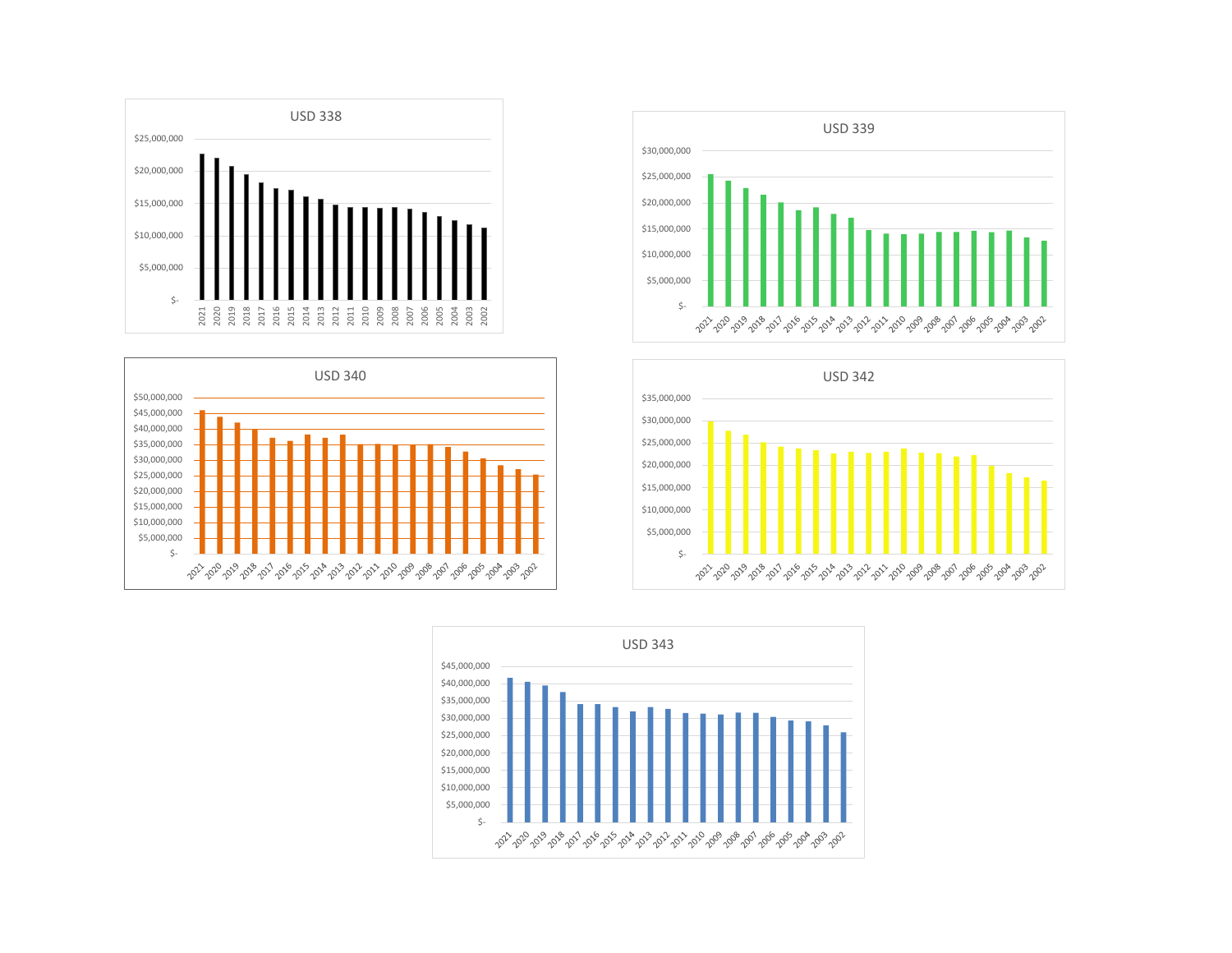## USD 338

| Year | Value |
|---|---|
| $25,000,000 | |
| $20,000,000 | |
| $15,000,000 | |
| $10,000,000 | |
| $5,000,000 | |
| $- | |

2021, 2020, 2019, 2018, 2017, 2016, 2015, 2014, 2013, 2012, 2011, 2010, 2009, 2008, 2007, 2006, 2005, 2004, 2003, 2002

## USD 339

$30,000,000, $25,000,000, $20,000,000, $15,000,000, $10,000,000, $5,000,000, $-

2021, 2020, 2019, 2018, 2017, 2016, 2015, 2014, 2013, 2012, 2011, 2010, 2009, 2008, 2007, 2006, 2005, 2004, 2003, 2002

## USD 340

$50,000,000, $45,000,000, $40,000,000, $35,000,000, $30,000,000, $25,000,000, $20,000,000, $15,000,000, $10,000,000, $5,000,000, $-

2021, 2020, 2019, 2018, 2017, 2016, 2015, 2014, 2013, 2012, 2011, 2010, 2009, 2008, 2007, 2006, 2005, 2004, 2003, 2002

## USD 342

$35,000,000, $30,000,000, $25,000,000, $20,000,000, $15,000,000, $10,000,000, $5,000,000, $-

2021, 2020, 2019, 2018, 2017, 2016, 2015, 2014, 2013, 2012, 2011, 2010, 2009, 2008, 2007, 2006, 2005, 2004, 2003, 2002

## USD 343

$45,000,000, $40,000,000, $35,000,000, $30,000,000, $25,000,000, $20,000,000, $15,000,000, $10,000,000, $5,000,000, $-

2021, 2020, 2019, 2018, 2017, 2016, 2015, 2014, 2013, 2012, 2011, 2010, 2009, 2008, 2007, 2006, 2005, 2004, 2003, 2002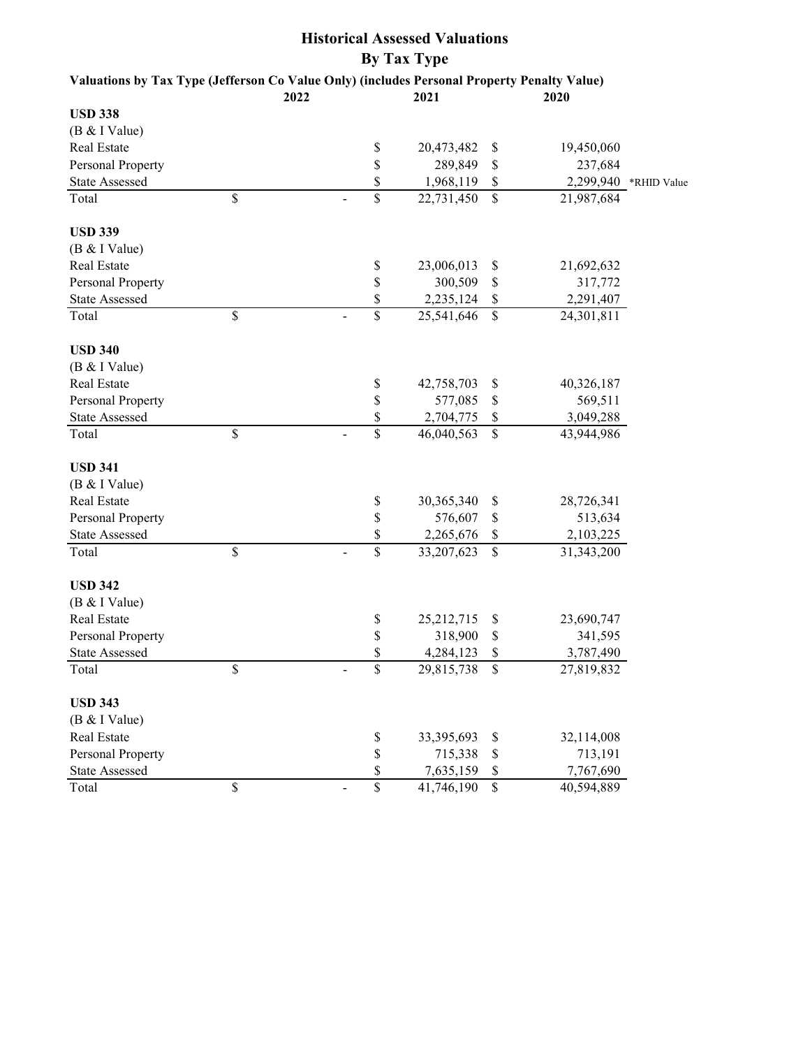# Historical Assessed Valuations

## By Tax Type

**Valuations by Tax Type (Jefferson Co Value Only) (includes Personal Property Penalty Value)**

| | 2022 | 2021 | 2020 | |
|---|---|---|---|---|
| **USD 338** | | | | |
| (B & I Value) | | | | |
| Real Estate | | $ 20,473,482 | $ 19,450,060 | |
| Personal Property | | $ 289,849 | $ 237,684 | |
| State Assessed | | $ 1,968,119 | $ 2,299,940 | *RHID Value |
| Total | $ - | $ 22,731,450 | $ 21,987,684 | |
| **USD 339** | | | | |
| (B & I Value) | | | | |
| Real Estate | | $ 23,006,013 | $ 21,692,632 | |
| Personal Property | | $ 300,509 | $ 317,772 | |
| State Assessed | | $ 2,235,124 | $ 2,291,407 | |
| Total | $ - | $ 25,541,646 | $ 24,301,811 | |
| **USD 340** | | | | |
| (B & I Value) | | | | |
| Real Estate | | $ 42,758,703 | $ 40,326,187 | |
| Personal Property | | $ 577,085 | $ 569,511 | |
| State Assessed | | $ 2,704,775 | $ 3,049,288 | |
| Total | $ - | $ 46,040,563 | $ 43,944,986 | |
| **USD 341** | | | | |
| (B & I Value) | | | | |
| Real Estate | | $ 30,365,340 | $ 28,726,341 | |
| Personal Property | | $ 576,607 | $ 513,634 | |
| State Assessed | | $ 2,265,676 | $ 2,103,225 | |
| Total | $ - | $ 33,207,623 | $ 31,343,200 | |
| **USD 342** | | | | |
| (B & I Value) | | | | |
| Real Estate | | $ 25,212,715 | $ 23,690,747 | |
| Personal Property | | $ 318,900 | $ 341,595 | |
| State Assessed | | $ 4,284,123 | $ 3,787,490 | |
| Total | $ - | $ 29,815,738 | $ 27,819,832 | |
| **USD 343** | | | | |
| (B & I Value) | | | | |
| Real Estate | | $ 33,395,693 | $ 32,114,008 | |
| Personal Property | | $ 715,338 | $ 713,191 | |
| State Assessed | | $ 7,635,159 | $ 7,767,690 | |
| Total | $ - | $ 41,746,190 | $ 40,594,889 | |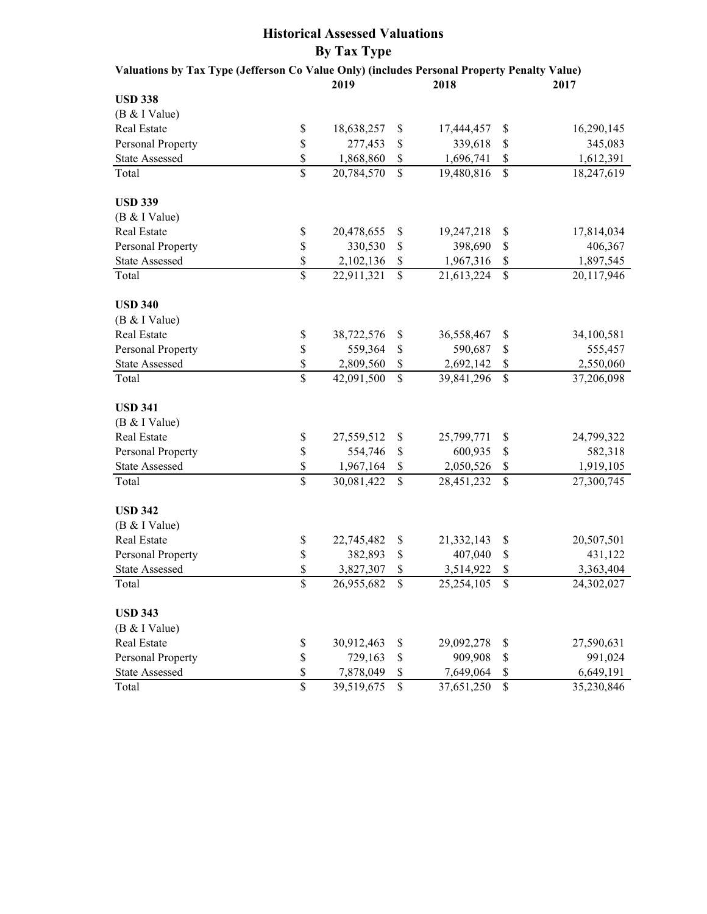# Historical Assessed Valuations
## By Tax Type

**Valuations by Tax Type (Jefferson Co Value Only) (includes Personal Property Penalty Value)**

| | 2019 | 2018 | 2017 |
|---|---|---|---|
| **USD 338** | | | |
| (B & I Value) | | | |
| Real Estate | $ 18,638,257 | $ 17,444,457 | $ 16,290,145 |
| Personal Property | $ 277,453 | $ 339,618 | $ 345,083 |
| State Assessed | $ 1,868,860 | $ 1,696,741 | $ 1,612,391 |
| Total | $ 20,784,570 | $ 19,480,816 | $ 18,247,619 |
| **USD 339** | | | |
| (B & I Value) | | | |
| Real Estate | $ 20,478,655 | $ 19,247,218 | $ 17,814,034 |
| Personal Property | $ 330,530 | $ 398,690 | $ 406,367 |
| State Assessed | $ 2,102,136 | $ 1,967,316 | $ 1,897,545 |
| Total | $ 22,911,321 | $ 21,613,224 | $ 20,117,946 |
| **USD 340** | | | |
| (B & I Value) | | | |
| Real Estate | $ 38,722,576 | $ 36,558,467 | $ 34,100,581 |
| Personal Property | $ 559,364 | $ 590,687 | $ 555,457 |
| State Assessed | $ 2,809,560 | $ 2,692,142 | $ 2,550,060 |
| Total | $ 42,091,500 | $ 39,841,296 | $ 37,206,098 |
| **USD 341** | | | |
| (B & I Value) | | | |
| Real Estate | $ 27,559,512 | $ 25,799,771 | $ 24,799,322 |
| Personal Property | $ 554,746 | $ 600,935 | $ 582,318 |
| State Assessed | $ 1,967,164 | $ 2,050,526 | $ 1,919,105 |
| Total | $ 30,081,422 | $ 28,451,232 | $ 27,300,745 |
| **USD 342** | | | |
| (B & I Value) | | | |
| Real Estate | $ 22,745,482 | $ 21,332,143 | $ 20,507,501 |
| Personal Property | $ 382,893 | $ 407,040 | $ 431,122 |
| State Assessed | $ 3,827,307 | $ 3,514,922 | $ 3,363,404 |
| Total | $ 26,955,682 | $ 25,254,105 | $ 24,302,027 |
| **USD 343** | | | |
| (B & I Value) | | | |
| Real Estate | $ 30,912,463 | $ 29,092,278 | $ 27,590,631 |
| Personal Property | $ 729,163 | $ 909,908 | $ 991,024 |
| State Assessed | $ 7,878,049 | $ 7,649,064 | $ 6,649,191 |
| Total | $ 39,519,675 | $ 37,651,250 | $ 35,230,846 |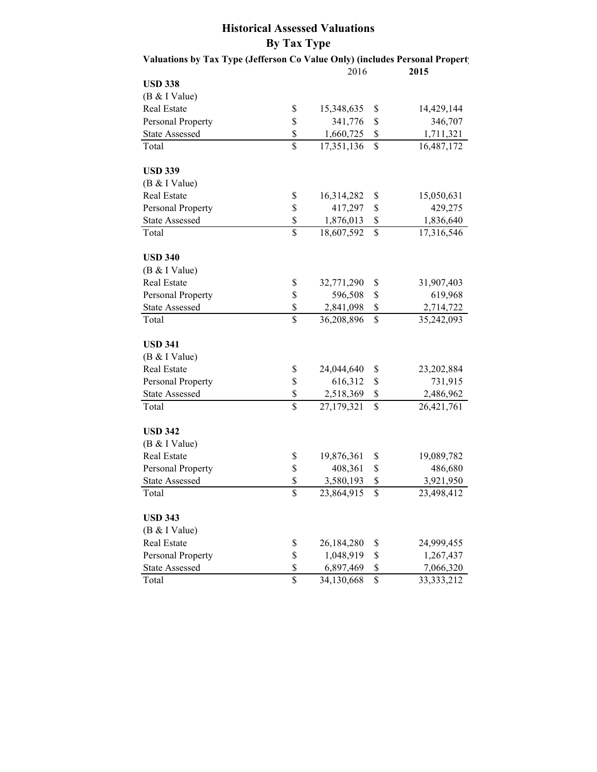# Historical Assessed Valuations
## By Tax Type

**Valuations by Tax Type (Jefferson Co Value Only) (includes Personal Propert**

| | 2016 | **2015** |
|---|---|---|
| **USD 338** | | |
| (B & I Value) | | |
| Real Estate | $ 15,348,635 | $ 14,429,144 |
| Personal Property | $ 341,776 | $ 346,707 |
| State Assessed | $ 1,660,725 | $ 1,711,321 |
| Total | $ 17,351,136 | $ 16,487,172 |
| | | |
| **USD 339** | | |
| (B & I Value) | | |
| Real Estate | $ 16,314,282 | $ 15,050,631 |
| Personal Property | $ 417,297 | $ 429,275 |
| State Assessed | $ 1,876,013 | $ 1,836,640 |
| Total | $ 18,607,592 | $ 17,316,546 |
| | | |
| **USD 340** | | |
| (B & I Value) | | |
| Real Estate | $ 32,771,290 | $ 31,907,403 |
| Personal Property | $ 596,508 | $ 619,968 |
| State Assessed | $ 2,841,098 | $ 2,714,722 |
| Total | $ 36,208,896 | $ 35,242,093 |
| | | |
| **USD 341** | | |
| (B & I Value) | | |
| Real Estate | $ 24,044,640 | $ 23,202,884 |
| Personal Property | $ 616,312 | $ 731,915 |
| State Assessed | $ 2,518,369 | $ 2,486,962 |
| Total | $ 27,179,321 | $ 26,421,761 |
| | | |
| **USD 342** | | |
| (B & I Value) | | |
| Real Estate | $ 19,876,361 | $ 19,089,782 |
| Personal Property | $ 408,361 | $ 486,680 |
| State Assessed | $ 3,580,193 | $ 3,921,950 |
| Total | $ 23,864,915 | $ 23,498,412 |
| | | |
| **USD 343** | | |
| (B & I Value) | | |
| Real Estate | $ 26,184,280 | $ 24,999,455 |
| Personal Property | $ 1,048,919 | $ 1,267,437 |
| State Assessed | $ 6,897,469 | $ 7,066,320 |
| Total | $ 34,130,668 | $ 33,333,212 |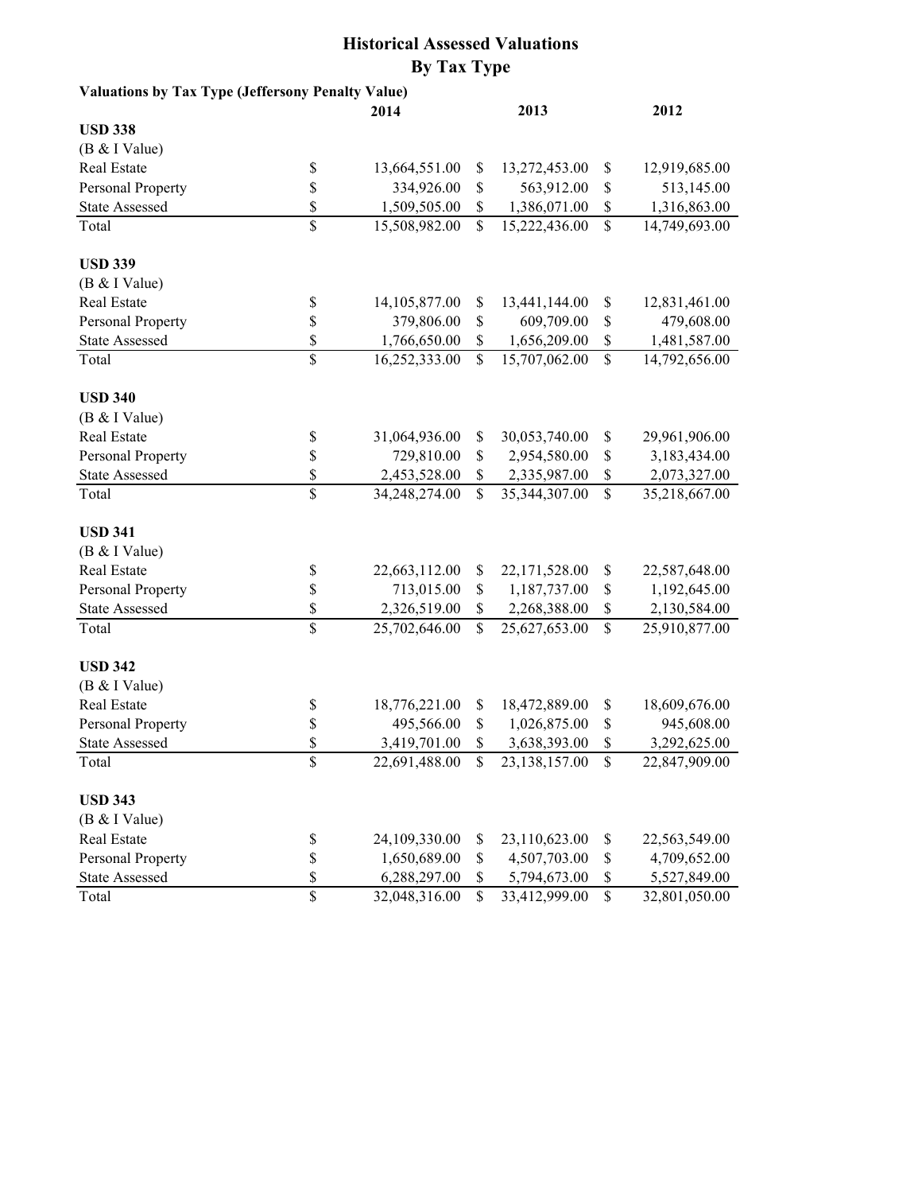# Historical Assessed Valuations
## By Tax Type

**Valuations by Tax Type (Jeffersony Penalty Value)**

| | | 2014 | | 2013 | | 2012 |
|---|---|---|---|---|---|---|
| **USD 338** | | | | | | |
| (B & I Value) | | | | | | |
| Real Estate | $ | 13,664,551.00 | $ | 13,272,453.00 | $ | 12,919,685.00 |
| Personal Property | $ | 334,926.00 | $ | 563,912.00 | $ | 513,145.00 |
| State Assessed | $ | 1,509,505.00 | $ | 1,386,071.00 | $ | 1,316,863.00 |
| Total | $ | 15,508,982.00 | $ | 15,222,436.00 | $ | 14,749,693.00 |
| **USD 339** | | | | | | |
| (B & I Value) | | | | | | |
| Real Estate | $ | 14,105,877.00 | $ | 13,441,144.00 | $ | 12,831,461.00 |
| Personal Property | $ | 379,806.00 | $ | 609,709.00 | $ | 479,608.00 |
| State Assessed | $ | 1,766,650.00 | $ | 1,656,209.00 | $ | 1,481,587.00 |
| Total | $ | 16,252,333.00 | $ | 15,707,062.00 | $ | 14,792,656.00 |
| **USD 340** | | | | | | |
| (B & I Value) | | | | | | |
| Real Estate | $ | 31,064,936.00 | $ | 30,053,740.00 | $ | 29,961,906.00 |
| Personal Property | $ | 729,810.00 | $ | 2,954,580.00 | $ | 3,183,434.00 |
| State Assessed | $ | 2,453,528.00 | $ | 2,335,987.00 | $ | 2,073,327.00 |
| Total | $ | 34,248,274.00 | $ | 35,344,307.00 | $ | 35,218,667.00 |
| **USD 341** | | | | | | |
| (B & I Value) | | | | | | |
| Real Estate | $ | 22,663,112.00 | $ | 22,171,528.00 | $ | 22,587,648.00 |
| Personal Property | $ | 713,015.00 | $ | 1,187,737.00 | $ | 1,192,645.00 |
| State Assessed | $ | 2,326,519.00 | $ | 2,268,388.00 | $ | 2,130,584.00 |
| Total | $ | 25,702,646.00 | $ | 25,627,653.00 | $ | 25,910,877.00 |
| **USD 342** | | | | | | |
| (B & I Value) | | | | | | |
| Real Estate | $ | 18,776,221.00 | $ | 18,472,889.00 | $ | 18,609,676.00 |
| Personal Property | $ | 495,566.00 | $ | 1,026,875.00 | $ | 945,608.00 |
| State Assessed | $ | 3,419,701.00 | $ | 3,638,393.00 | $ | 3,292,625.00 |
| Total | $ | 22,691,488.00 | $ | 23,138,157.00 | $ | 22,847,909.00 |
| **USD 343** | | | | | | |
| (B & I Value) | | | | | | |
| Real Estate | $ | 24,109,330.00 | $ | 23,110,623.00 | $ | 22,563,549.00 |
| Personal Property | $ | 1,650,689.00 | $ | 4,507,703.00 | $ | 4,709,652.00 |
| State Assessed | $ | 6,288,297.00 | $ | 5,794,673.00 | $ | 5,527,849.00 |
| Total | $ | 32,048,316.00 | $ | 33,412,999.00 | $ | 32,801,050.00 |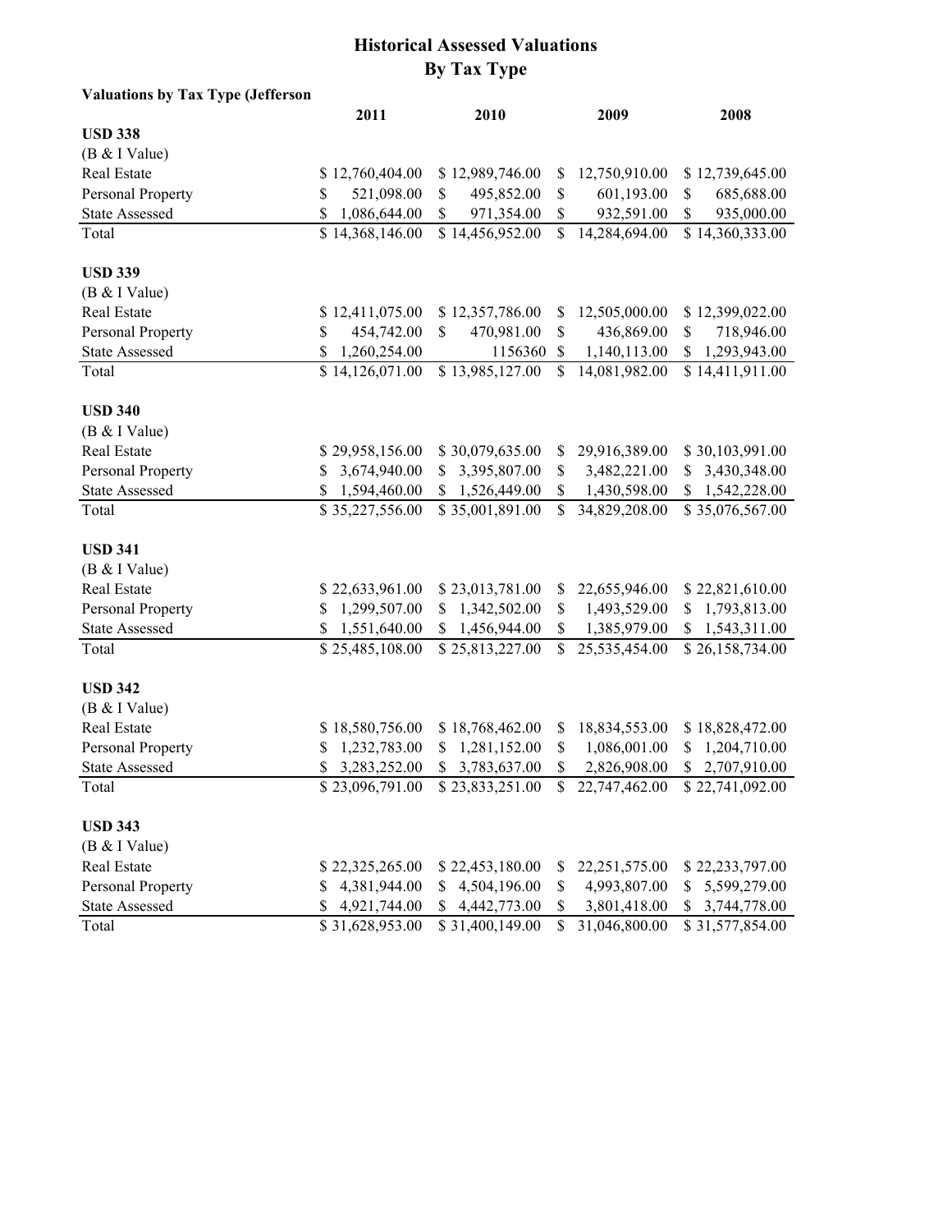# Historical Assessed Valuations
## By Tax Type

**Valuations by Tax Type (Jefferson**

| | 2011 | 2010 | 2009 | 2008 |
|---|---|---|---|---|
| **USD 338** | | | | |
| (B & I Value) | | | | |
| Real Estate | $ 12,760,404.00 | $ 12,989,746.00 | $ 12,750,910.00 | $ 12,739,645.00 |
| Personal Property | $ 521,098.00 | $ 495,852.00 | $ 601,193.00 | $ 685,688.00 |
| State Assessed | $ 1,086,644.00 | $ 971,354.00 | $ 932,591.00 | $ 935,000.00 |
| Total | $ 14,368,146.00 | $ 14,456,952.00 | $ 14,284,694.00 | $ 14,360,333.00 |
| **USD 339** | | | | |
| (B & I Value) | | | | |
| Real Estate | $ 12,411,075.00 | $ 12,357,786.00 | $ 12,505,000.00 | $ 12,399,022.00 |
| Personal Property | $ 454,742.00 | $ 470,981.00 | $ 436,869.00 | $ 718,946.00 |
| State Assessed | $ 1,260,254.00 | 1156360 | $ 1,140,113.00 | $ 1,293,943.00 |
| Total | $ 14,126,071.00 | $ 13,985,127.00 | $ 14,081,982.00 | $ 14,411,911.00 |
| **USD 340** | | | | |
| (B & I Value) | | | | |
| Real Estate | $ 29,958,156.00 | $ 30,079,635.00 | $ 29,916,389.00 | $ 30,103,991.00 |
| Personal Property | $ 3,674,940.00 | $ 3,395,807.00 | $ 3,482,221.00 | $ 3,430,348.00 |
| State Assessed | $ 1,594,460.00 | $ 1,526,449.00 | $ 1,430,598.00 | $ 1,542,228.00 |
| Total | $ 35,227,556.00 | $ 35,001,891.00 | $ 34,829,208.00 | $ 35,076,567.00 |
| **USD 341** | | | | |
| (B & I Value) | | | | |
| Real Estate | $ 22,633,961.00 | $ 23,013,781.00 | $ 22,655,946.00 | $ 22,821,610.00 |
| Personal Property | $ 1,299,507.00 | $ 1,342,502.00 | $ 1,493,529.00 | $ 1,793,813.00 |
| State Assessed | $ 1,551,640.00 | $ 1,456,944.00 | $ 1,385,979.00 | $ 1,543,311.00 |
| Total | $ 25,485,108.00 | $ 25,813,227.00 | $ 25,535,454.00 | $ 26,158,734.00 |
| **USD 342** | | | | |
| (B & I Value) | | | | |
| Real Estate | $ 18,580,756.00 | $ 18,768,462.00 | $ 18,834,553.00 | $ 18,828,472.00 |
| Personal Property | $ 1,232,783.00 | $ 1,281,152.00 | $ 1,086,001.00 | $ 1,204,710.00 |
| State Assessed | $ 3,283,252.00 | $ 3,783,637.00 | $ 2,826,908.00 | $ 2,707,910.00 |
| Total | $ 23,096,791.00 | $ 23,833,251.00 | $ 22,747,462.00 | $ 22,741,092.00 |
| **USD 343** | | | | |
| (B & I Value) | | | | |
| Real Estate | $ 22,325,265.00 | $ 22,453,180.00 | $ 22,251,575.00 | $ 22,233,797.00 |
| Personal Property | $ 4,381,944.00 | $ 4,504,196.00 | $ 4,993,807.00 | $ 5,599,279.00 |
| State Assessed | $ 4,921,744.00 | $ 4,442,773.00 | $ 3,801,418.00 | $ 3,744,778.00 |
| Total | $ 31,628,953.00 | $ 31,400,149.00 | $ 31,046,800.00 | $ 31,577,854.00 |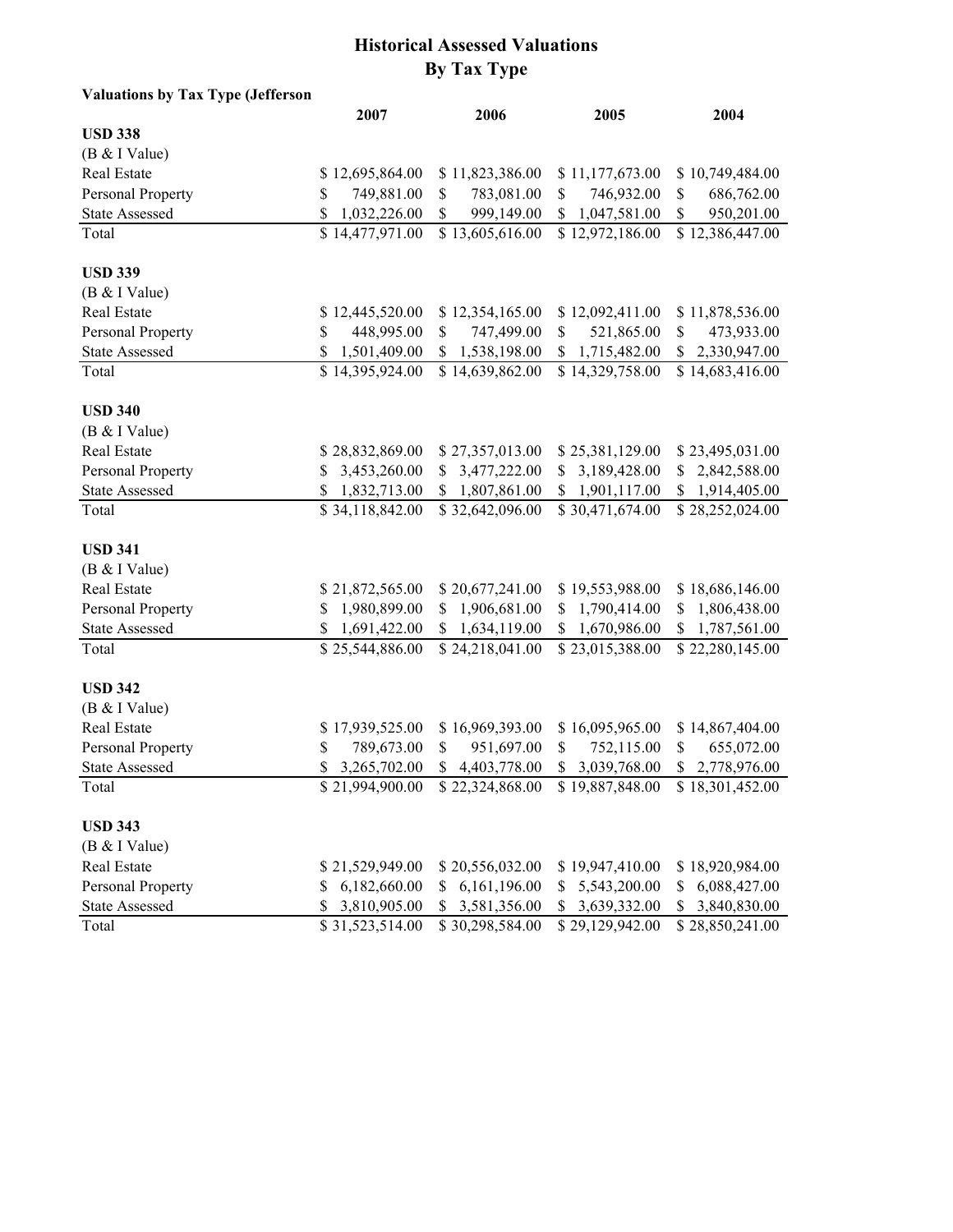# Historical Assessed Valuations
## By Tax Type

**Valuations by Tax Type (Jefferson**

| | 2007 | 2006 | 2005 | 2004 |
|---|---|---|---|---|
| **USD 338** | | | | |
| (B & I Value) | | | | |
| Real Estate | $ 12,695,864.00 | $ 11,823,386.00 | $ 11,177,673.00 | $ 10,749,484.00 |
| Personal Property | $ 749,881.00 | $ 783,081.00 | $ 746,932.00 | $ 686,762.00 |
| State Assessed | $ 1,032,226.00 | $ 999,149.00 | $ 1,047,581.00 | $ 950,201.00 |
| Total | $ 14,477,971.00 | $ 13,605,616.00 | $ 12,972,186.00 | $ 12,386,447.00 |
| **USD 339** | | | | |
| (B & I Value) | | | | |
| Real Estate | $ 12,445,520.00 | $ 12,354,165.00 | $ 12,092,411.00 | $ 11,878,536.00 |
| Personal Property | $ 448,995.00 | $ 747,499.00 | $ 521,865.00 | $ 473,933.00 |
| State Assessed | $ 1,501,409.00 | $ 1,538,198.00 | $ 1,715,482.00 | $ 2,330,947.00 |
| Total | $ 14,395,924.00 | $ 14,639,862.00 | $ 14,329,758.00 | $ 14,683,416.00 |
| **USD 340** | | | | |
| (B & I Value) | | | | |
| Real Estate | $ 28,832,869.00 | $ 27,357,013.00 | $ 25,381,129.00 | $ 23,495,031.00 |
| Personal Property | $ 3,453,260.00 | $ 3,477,222.00 | $ 3,189,428.00 | $ 2,842,588.00 |
| State Assessed | $ 1,832,713.00 | $ 1,807,861.00 | $ 1,901,117.00 | $ 1,914,405.00 |
| Total | $ 34,118,842.00 | $ 32,642,096.00 | $ 30,471,674.00 | $ 28,252,024.00 |
| **USD 341** | | | | |
| (B & I Value) | | | | |
| Real Estate | $ 21,872,565.00 | $ 20,677,241.00 | $ 19,553,988.00 | $ 18,686,146.00 |
| Personal Property | $ 1,980,899.00 | $ 1,906,681.00 | $ 1,790,414.00 | $ 1,806,438.00 |
| State Assessed | $ 1,691,422.00 | $ 1,634,119.00 | $ 1,670,986.00 | $ 1,787,561.00 |
| Total | $ 25,544,886.00 | $ 24,218,041.00 | $ 23,015,388.00 | $ 22,280,145.00 |
| **USD 342** | | | | |
| (B & I Value) | | | | |
| Real Estate | $ 17,939,525.00 | $ 16,969,393.00 | $ 16,095,965.00 | $ 14,867,404.00 |
| Personal Property | $ 789,673.00 | $ 951,697.00 | $ 752,115.00 | $ 655,072.00 |
| State Assessed | $ 3,265,702.00 | $ 4,403,778.00 | $ 3,039,768.00 | $ 2,778,976.00 |
| Total | $ 21,994,900.00 | $ 22,324,868.00 | $ 19,887,848.00 | $ 18,301,452.00 |
| **USD 343** | | | | |
| (B & I Value) | | | | |
| Real Estate | $ 21,529,949.00 | $ 20,556,032.00 | $ 19,947,410.00 | $ 18,920,984.00 |
| Personal Property | $ 6,182,660.00 | $ 6,161,196.00 | $ 5,543,200.00 | $ 6,088,427.00 |
| State Assessed | $ 3,810,905.00 | $ 3,581,356.00 | $ 3,639,332.00 | $ 3,840,830.00 |
| Total | $ 31,523,514.00 | $ 30,298,584.00 | $ 29,129,942.00 | $ 28,850,241.00 |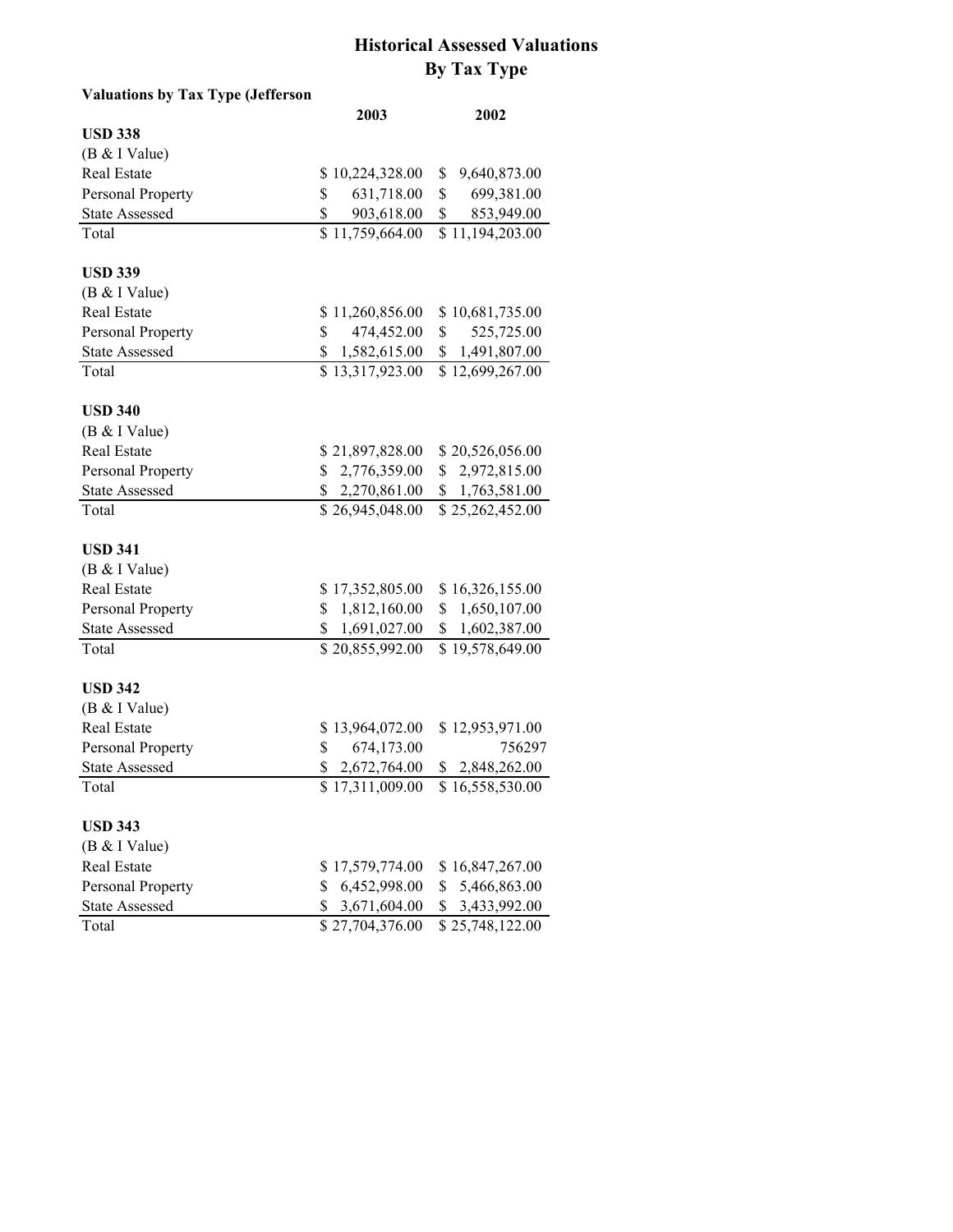# Historical Assessed Valuations By Tax Type

**Valuations by Tax Type (Jefferson**

| | 2003 | 2002 |
|---|---|---|
| **USD 338** | | |
| (B & I Value) | | |
| Real Estate | $ 10,224,328.00 | $ 9,640,873.00 |
| Personal Property | $ 631,718.00 | $ 699,381.00 |
| State Assessed | $ 903,618.00 | $ 853,949.00 |
| Total | $ 11,759,664.00 | $ 11,194,203.00 |
| | | |
| **USD 339** | | |
| (B & I Value) | | |
| Real Estate | $ 11,260,856.00 | $ 10,681,735.00 |
| Personal Property | $ 474,452.00 | $ 525,725.00 |
| State Assessed | $ 1,582,615.00 | $ 1,491,807.00 |
| Total | $ 13,317,923.00 | $ 12,699,267.00 |
| | | |
| **USD 340** | | |
| (B & I Value) | | |
| Real Estate | $ 21,897,828.00 | $ 20,526,056.00 |
| Personal Property | $ 2,776,359.00 | $ 2,972,815.00 |
| State Assessed | $ 2,270,861.00 | $ 1,763,581.00 |
| Total | $ 26,945,048.00 | $ 25,262,452.00 |
| | | |
| **USD 341** | | |
| (B & I Value) | | |
| Real Estate | $ 17,352,805.00 | $ 16,326,155.00 |
| Personal Property | $ 1,812,160.00 | $ 1,650,107.00 |
| State Assessed | $ 1,691,027.00 | $ 1,602,387.00 |
| Total | $ 20,855,992.00 | $ 19,578,649.00 |
| | | |
| **USD 342** | | |
| (B & I Value) | | |
| Real Estate | $ 13,964,072.00 | $ 12,953,971.00 |
| Personal Property | $ 674,173.00 | 756297 |
| State Assessed | $ 2,672,764.00 | $ 2,848,262.00 |
| Total | $ 17,311,009.00 | $ 16,558,530.00 |
| | | |
| **USD 343** | | |
| (B & I Value) | | |
| Real Estate | $ 17,579,774.00 | $ 16,847,267.00 |
| Personal Property | $ 6,452,998.00 | $ 5,466,863.00 |
| State Assessed | $ 3,671,604.00 | $ 3,433,992.00 |
| Total | $ 27,704,376.00 | $ 25,748,122.00 |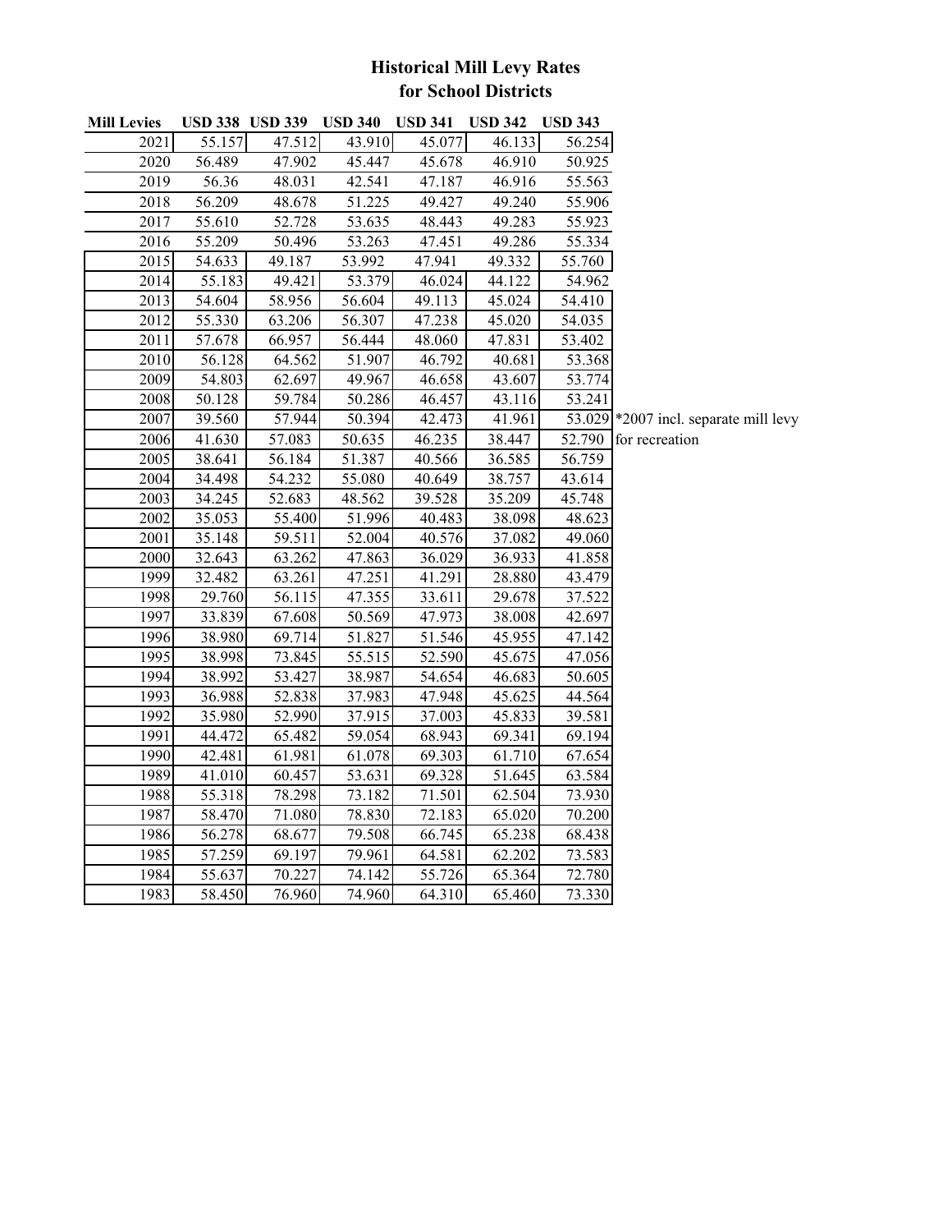# Historical Mill Levy Rates
# for School Districts

| Mill Levies | USD 338 | USD 339 | USD 340 | USD 341 | USD 342 | USD 343 | |
|---|---|---|---|---|---|---|---|
| 2021 | 55.157 | 47.512 | 43.910 | 45.077 | 46.133 | 56.254 | |
| 2020 | 56.489 | 47.902 | 45.447 | 45.678 | 46.910 | 50.925 | |
| 2019 | 56.36 | 48.031 | 42.541 | 47.187 | 46.916 | 55.563 | |
| 2018 | 56.209 | 48.678 | 51.225 | 49.427 | 49.240 | 55.906 | |
| 2017 | 55.610 | 52.728 | 53.635 | 48.443 | 49.283 | 55.923 | |
| 2016 | 55.209 | 50.496 | 53.263 | 47.451 | 49.286 | 55.334 | |
| 2015 | 54.633 | 49.187 | 53.992 | 47.941 | 49.332 | 55.760 | |
| 2014 | 55.183 | 49.421 | 53.379 | 46.024 | 44.122 | 54.962 | |
| 2013 | 54.604 | 58.956 | 56.604 | 49.113 | 45.024 | 54.410 | |
| 2012 | 55.330 | 63.206 | 56.307 | 47.238 | 45.020 | 54.035 | |
| 2011 | 57.678 | 66.957 | 56.444 | 48.060 | 47.831 | 53.402 | |
| 2010 | 56.128 | 64.562 | 51.907 | 46.792 | 40.681 | 53.368 | |
| 2009 | 54.803 | 62.697 | 49.967 | 46.658 | 43.607 | 53.774 | |
| 2008 | 50.128 | 59.784 | 50.286 | 46.457 | 43.116 | 53.241 | |
| 2007 | 39.560 | 57.944 | 50.394 | 42.473 | 41.961 | 53.029 | *2007 incl. separate mill levy |
| 2006 | 41.630 | 57.083 | 50.635 | 46.235 | 38.447 | 52.790 | for recreation |
| 2005 | 38.641 | 56.184 | 51.387 | 40.566 | 36.585 | 56.759 | |
| 2004 | 34.498 | 54.232 | 55.080 | 40.649 | 38.757 | 43.614 | |
| 2003 | 34.245 | 52.683 | 48.562 | 39.528 | 35.209 | 45.748 | |
| 2002 | 35.053 | 55.400 | 51.996 | 40.483 | 38.098 | 48.623 | |
| 2001 | 35.148 | 59.511 | 52.004 | 40.576 | 37.082 | 49.060 | |
| 2000 | 32.643 | 63.262 | 47.863 | 36.029 | 36.933 | 41.858 | |
| 1999 | 32.482 | 63.261 | 47.251 | 41.291 | 28.880 | 43.479 | |
| 1998 | 29.760 | 56.115 | 47.355 | 33.611 | 29.678 | 37.522 | |
| 1997 | 33.839 | 67.608 | 50.569 | 47.973 | 38.008 | 42.697 | |
| 1996 | 38.980 | 69.714 | 51.827 | 51.546 | 45.955 | 47.142 | |
| 1995 | 38.998 | 73.845 | 55.515 | 52.590 | 45.675 | 47.056 | |
| 1994 | 38.992 | 53.427 | 38.987 | 54.654 | 46.683 | 50.605 | |
| 1993 | 36.988 | 52.838 | 37.983 | 47.948 | 45.625 | 44.564 | |
| 1992 | 35.980 | 52.990 | 37.915 | 37.003 | 45.833 | 39.581 | |
| 1991 | 44.472 | 65.482 | 59.054 | 68.943 | 69.341 | 69.194 | |
| 1990 | 42.481 | 61.981 | 61.078 | 69.303 | 61.710 | 67.654 | |
| 1989 | 41.010 | 60.457 | 53.631 | 69.328 | 51.645 | 63.584 | |
| 1988 | 55.318 | 78.298 | 73.182 | 71.501 | 62.504 | 73.930 | |
| 1987 | 58.470 | 71.080 | 78.830 | 72.183 | 65.020 | 70.200 | |
| 1986 | 56.278 | 68.677 | 79.508 | 66.745 | 65.238 | 68.438 | |
| 1985 | 57.259 | 69.197 | 79.961 | 64.581 | 62.202 | 73.583 | |
| 1984 | 55.637 | 70.227 | 74.142 | 55.726 | 65.364 | 72.780 | |
| 1983 | 58.450 | 76.960 | 74.960 | 64.310 | 65.460 | 73.330 | |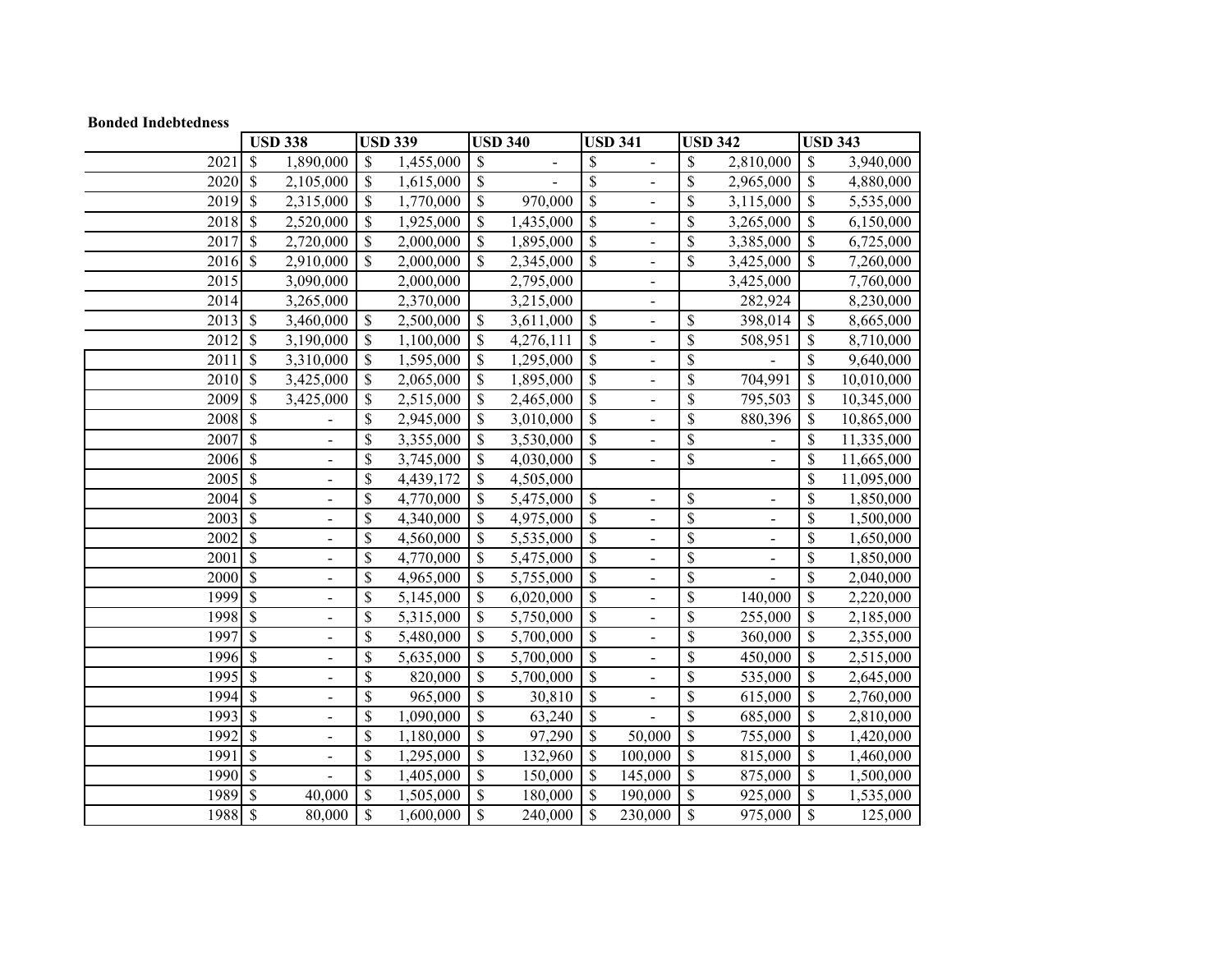**Bonded Indebtedness**

| | USD 338 | USD 339 | USD 340 | USD 341 | USD 342 | USD 343 |
|---|---|---|---|---|---|---|
| 2021 | $ 1,890,000 | $ 1,455,000 | $ - | $ - | $ 2,810,000 | $ 3,940,000 |
| 2020 | $ 2,105,000 | $ 1,615,000 | $ - | $ - | $ 2,965,000 | $ 4,880,000 |
| 2019 | $ 2,315,000 | $ 1,770,000 | $ 970,000 | $ - | $ 3,115,000 | $ 5,535,000 |
| 2018 | $ 2,520,000 | $ 1,925,000 | $ 1,435,000 | $ - | $ 3,265,000 | $ 6,150,000 |
| 2017 | $ 2,720,000 | $ 2,000,000 | $ 1,895,000 | $ - | $ 3,385,000 | $ 6,725,000 |
| 2016 | $ 2,910,000 | $ 2,000,000 | $ 2,345,000 | $ - | $ 3,425,000 | $ 7,260,000 |
| 2015 | 3,090,000 | 2,000,000 | 2,795,000 | - | 3,425,000 | 7,760,000 |
| 2014 | 3,265,000 | 2,370,000 | 3,215,000 | - | 282,924 | 8,230,000 |
| 2013 | $ 3,460,000 | $ 2,500,000 | $ 3,611,000 | $ - | $ 398,014 | $ 8,665,000 |
| 2012 | $ 3,190,000 | $ 1,100,000 | $ 4,276,111 | $ - | $ 508,951 | $ 8,710,000 |
| 2011 | $ 3,310,000 | $ 1,595,000 | $ 1,295,000 | $ - | $ - | $ 9,640,000 |
| 2010 | $ 3,425,000 | $ 2,065,000 | $ 1,895,000 | $ - | $ 704,991 | $ 10,010,000 |
| 2009 | $ 3,425,000 | $ 2,515,000 | $ 2,465,000 | $ - | $ 795,503 | $ 10,345,000 |
| 2008 | $ - | $ 2,945,000 | $ 3,010,000 | $ - | $ 880,396 | $ 10,865,000 |
| 2007 | $ - | $ 3,355,000 | $ 3,530,000 | $ - | $ - | $ 11,335,000 |
| 2006 | $ - | $ 3,745,000 | $ 4,030,000 | $ - | $ - | $ 11,665,000 |
| 2005 | $ - | $ 4,439,172 | $ 4,505,000 | | | $ 11,095,000 |
| 2004 | $ - | $ 4,770,000 | $ 5,475,000 | $ - | $ - | $ 1,850,000 |
| 2003 | $ - | $ 4,340,000 | $ 4,975,000 | $ - | $ - | $ 1,500,000 |
| 2002 | $ - | $ 4,560,000 | $ 5,535,000 | $ - | $ - | $ 1,650,000 |
| 2001 | $ - | $ 4,770,000 | $ 5,475,000 | $ - | $ - | $ 1,850,000 |
| 2000 | $ - | $ 4,965,000 | $ 5,755,000 | $ - | $ - | $ 2,040,000 |
| 1999 | $ - | $ 5,145,000 | $ 6,020,000 | $ - | $ 140,000 | $ 2,220,000 |
| 1998 | $ - | $ 5,315,000 | $ 5,750,000 | $ - | $ 255,000 | $ 2,185,000 |
| 1997 | $ - | $ 5,480,000 | $ 5,700,000 | $ - | $ 360,000 | $ 2,355,000 |
| 1996 | $ - | $ 5,635,000 | $ 5,700,000 | $ - | $ 450,000 | $ 2,515,000 |
| 1995 | $ - | $ 820,000 | $ 5,700,000 | $ - | $ 535,000 | $ 2,645,000 |
| 1994 | $ - | $ 965,000 | $ 30,810 | $ - | $ 615,000 | $ 2,760,000 |
| 1993 | $ - | $ 1,090,000 | $ 63,240 | $ - | $ 685,000 | $ 2,810,000 |
| 1992 | $ - | $ 1,180,000 | $ 97,290 | $ 50,000 | $ 755,000 | $ 1,420,000 |
| 1991 | $ - | $ 1,295,000 | $ 132,960 | $ 100,000 | $ 815,000 | $ 1,460,000 |
| 1990 | $ - | $ 1,405,000 | $ 150,000 | $ 145,000 | $ 875,000 | $ 1,500,000 |
| 1989 | $ 40,000 | $ 1,505,000 | $ 180,000 | $ 190,000 | $ 925,000 | $ 1,535,000 |
| 1988 | $ 80,000 | $ 1,600,000 | $ 240,000 | $ 230,000 | $ 975,000 | $ 125,000 |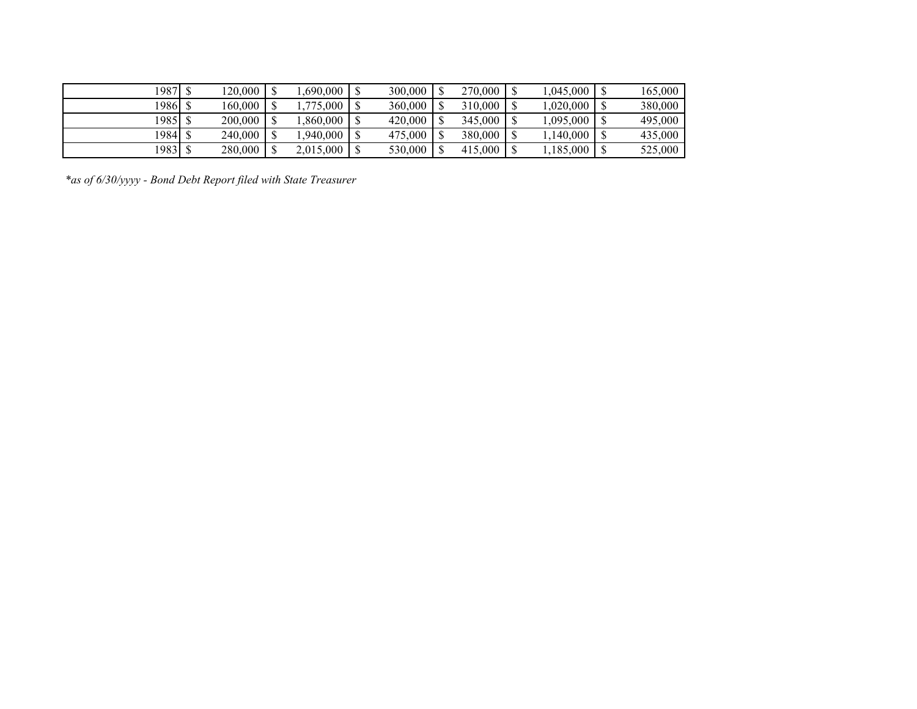| | | | | | | |
|---|---|---|---|---|---|---|
| 1987 | $ 120,000 | $ 1,690,000 | $ 300,000 | $ 270,000 | $ 1,045,000 | $ 165,000 |
| 1986 | $ 160,000 | $ 1,775,000 | $ 360,000 | $ 310,000 | $ 1,020,000 | $ 380,000 |
| 1985 | $ 200,000 | $ 1,860,000 | $ 420,000 | $ 345,000 | $ 1,095,000 | $ 495,000 |
| 1984 | $ 240,000 | $ 1,940,000 | $ 475,000 | $ 380,000 | $ 1,140,000 | $ 435,000 |
| 1983 | $ 280,000 | $ 2,015,000 | $ 530,000 | $ 415,000 | $ 1,185,000 | $ 525,000 |

*\*as of 6/30/yyyy - Bond Debt Report filed with State Treasurer*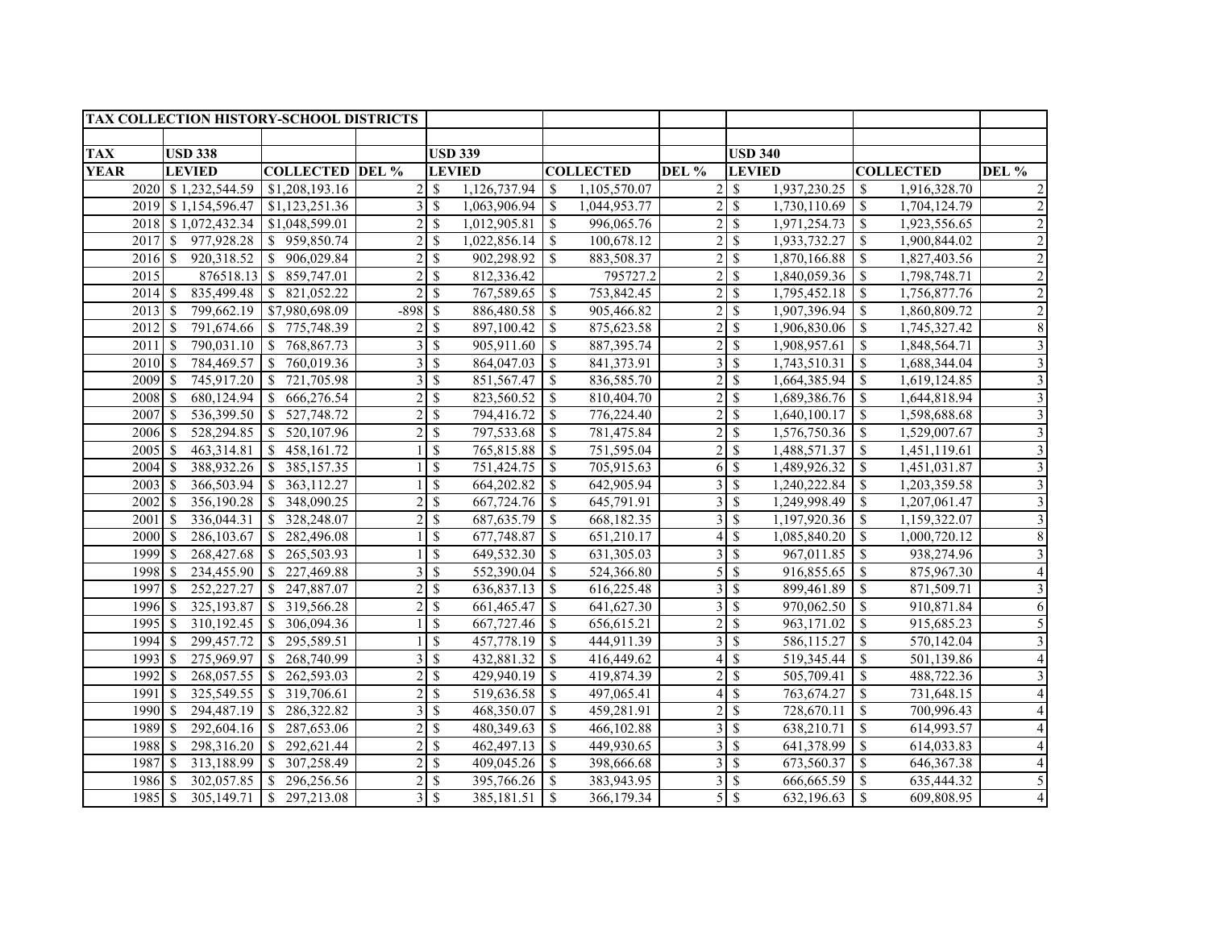| TAX COLLECTION HISTORY-SCHOOL DISTRICTS | | | | | | | | | |
|---|---|---|---|---|---|---|---|---|---|
| | | | | | | | | | |
| TAX | USD 338 | | | USD 339 | | | USD 340 | | |
| YEAR | LEVIED | COLLECTED | DEL % | LEVIED | COLLECTED | DEL % | LEVIED | COLLECTED | DEL % |
| 2020 | $ 1,232,544.59 | $1,208,193.16 | 2 | $ 1,126,737.94 | $ 1,105,570.07 | 2 | $ 1,937,230.25 | $ 1,916,328.70 | 2 |
| 2019 | $ 1,154,596.47 | $1,123,251.36 | 3 | $ 1,063,906.94 | $ 1,044,953.77 | 2 | $ 1,730,110.69 | $ 1,704,124.79 | 2 |
| 2018 | $ 1,072,432.34 | $1,048,599.01 | 2 | $ 1,012,905.81 | $ 996,065.76 | 2 | $ 1,971,254.73 | $ 1,923,556.65 | 2 |
| 2017 | $ 977,928.28 | $ 959,850.74 | 2 | $ 1,022,856.14 | $ 100,678.12 | 2 | $ 1,933,732.27 | $ 1,900,844.02 | 2 |
| 2016 | $ 920,318.52 | $ 906,029.84 | 2 | $ 902,298.92 | $ 883,508.37 | 2 | $ 1,870,166.88 | $ 1,827,403.56 | 2 |
| 2015 | 876518.13 | $ 859,747.01 | 2 | $ 812,336.42 | 795727.2 | 2 | $ 1,840,059.36 | $ 1,798,748.71 | 2 |
| 2014 | $ 835,499.48 | $ 821,052.22 | 2 | $ 767,589.65 | $ 753,842.45 | 2 | $ 1,795,452.18 | $ 1,756,877.76 | 2 |
| 2013 | $ 799,662.19 | $7,980,698.09 | -898 | $ 886,480.58 | $ 905,466.82 | 2 | $ 1,907,396.94 | $ 1,860,809.72 | 2 |
| 2012 | $ 791,674.66 | $ 775,748.39 | 2 | $ 897,100.42 | $ 875,623.58 | 2 | $ 1,906,830.06 | $ 1,745,327.42 | 8 |
| 2011 | $ 790,031.10 | $ 768,867.73 | 3 | $ 905,911.60 | $ 887,395.74 | 2 | $ 1,908,957.61 | $ 1,848,564.71 | 3 |
| 2010 | $ 784,469.57 | $ 760,019.36 | 3 | $ 864,047.03 | $ 841,373.91 | 3 | $ 1,743,510.31 | $ 1,688,344.04 | 3 |
| 2009 | $ 745,917.20 | $ 721,705.98 | 3 | $ 851,567.47 | $ 836,585.70 | 2 | $ 1,664,385.94 | $ 1,619,124.85 | 3 |
| 2008 | $ 680,124.94 | $ 666,276.54 | 2 | $ 823,560.52 | $ 810,404.70 | 2 | $ 1,689,386.76 | $ 1,644,818.94 | 3 |
| 2007 | $ 536,399.50 | $ 527,748.72 | 2 | $ 794,416.72 | $ 776,224.40 | 2 | $ 1,640,100.17 | $ 1,598,688.68 | 3 |
| 2006 | $ 528,294.85 | $ 520,107.96 | 2 | $ 797,533.68 | $ 781,475.84 | 2 | $ 1,576,750.36 | $ 1,529,007.67 | 3 |
| 2005 | $ 463,314.81 | $ 458,161.72 | 1 | $ 765,815.88 | $ 751,595.04 | 2 | $ 1,488,571.37 | $ 1,451,119.61 | 3 |
| 2004 | $ 388,932.26 | $ 385,157.35 | 1 | $ 751,424.75 | $ 705,915.63 | 6 | $ 1,489,926.32 | $ 1,451,031.87 | 3 |
| 2003 | $ 366,503.94 | $ 363,112.27 | 1 | $ 664,202.82 | $ 642,905.94 | 3 | $ 1,240,222.84 | $ 1,203,359.58 | 3 |
| 2002 | $ 356,190.28 | $ 348,090.25 | 2 | $ 667,724.76 | $ 645,791.91 | 3 | $ 1,249,998.49 | $ 1,207,061.47 | 3 |
| 2001 | $ 336,044.31 | $ 328,248.07 | 2 | $ 687,635.79 | $ 668,182.35 | 3 | $ 1,197,920.36 | $ 1,159,322.07 | 3 |
| 2000 | $ 286,103.67 | $ 282,496.08 | 1 | $ 677,748.87 | $ 651,210.17 | 4 | $ 1,085,840.20 | $ 1,000,720.12 | 8 |
| 1999 | $ 268,427.68 | $ 265,503.93 | 1 | $ 649,532.30 | $ 631,305.03 | 3 | $ 967,011.85 | $ 938,274.96 | 3 |
| 1998 | $ 234,455.90 | $ 227,469.88 | 3 | $ 552,390.04 | $ 524,366.80 | 5 | $ 916,855.65 | $ 875,967.30 | 4 |
| 1997 | $ 252,227.27 | $ 247,887.07 | 2 | $ 636,837.13 | $ 616,225.48 | 3 | $ 899,461.89 | $ 871,509.71 | 3 |
| 1996 | $ 325,193.87 | $ 319,566.28 | 2 | $ 661,465.47 | $ 641,627.30 | 3 | $ 970,062.50 | $ 910,871.84 | 6 |
| 1995 | $ 310,192.45 | $ 306,094.36 | 1 | $ 667,727.46 | $ 656,615.21 | 2 | $ 963,171.02 | $ 915,685.23 | 5 |
| 1994 | $ 299,457.72 | $ 295,589.51 | 1 | $ 457,778.19 | $ 444,911.39 | 3 | $ 586,115.27 | $ 570,142.04 | 3 |
| 1993 | $ 275,969.97 | $ 268,740.99 | 3 | $ 432,881.32 | $ 416,449.62 | 4 | $ 519,345.44 | $ 501,139.86 | 4 |
| 1992 | $ 268,057.55 | $ 262,593.03 | 2 | $ 429,940.19 | $ 419,874.39 | 2 | $ 505,709.41 | $ 488,722.36 | 3 |
| 1991 | $ 325,549.55 | $ 319,706.61 | 2 | $ 519,636.58 | $ 497,065.41 | 4 | $ 763,674.27 | $ 731,648.15 | 4 |
| 1990 | $ 294,487.19 | $ 286,322.82 | 3 | $ 468,350.07 | $ 459,281.91 | 2 | $ 728,670.11 | $ 700,996.43 | 4 |
| 1989 | $ 292,604.16 | $ 287,653.06 | 2 | $ 480,349.63 | $ 466,102.88 | 3 | $ 638,210.71 | $ 614,993.57 | 4 |
| 1988 | $ 298,316.20 | $ 292,621.44 | 2 | $ 462,497.13 | $ 449,930.65 | 3 | $ 641,378.99 | $ 614,033.83 | 4 |
| 1987 | $ 313,188.99 | $ 307,258.49 | 2 | $ 409,045.26 | $ 398,666.68 | 3 | $ 673,560.37 | $ 646,367.38 | 4 |
| 1986 | $ 302,057.85 | $ 296,256.56 | 2 | $ 395,766.26 | $ 383,943.95 | 3 | $ 666,665.59 | $ 635,444.32 | 5 |
| 1985 | $ 305,149.71 | $ 297,213.08 | 3 | $ 385,181.51 | $ 366,179.34 | 5 | $ 632,196.63 | $ 609,808.95 | 4 |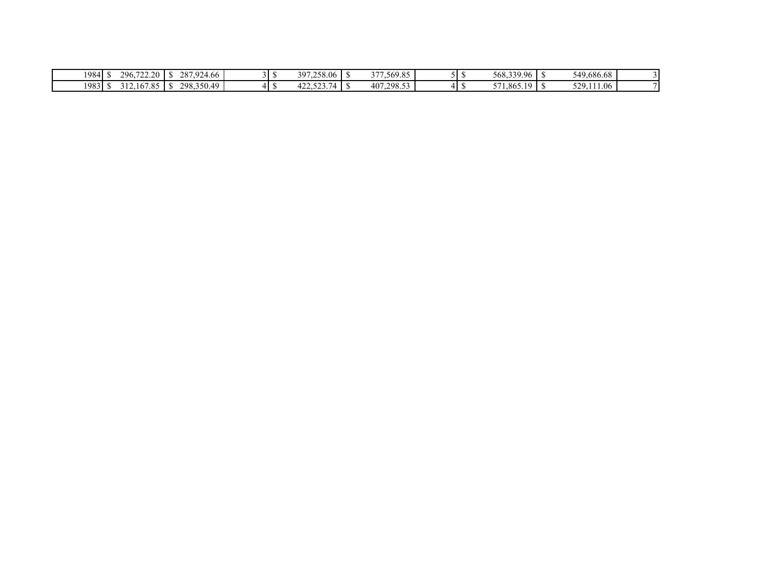| | | | | | | | | | |
|---|---|---|---|---|---|---|---|---|---|
| 1984 | $ 296,722.20 | $ 287,924.66 | 3 | $ 397,258.06 | $ 377,569.85 | 5 | $ 568,339.96 | $ 549,686.68 | 3 |
| 1983 | $ 312,167.85 | $ 298,350.49 | 4 | $ 422,523.74 | $ 407,298.53 | 4 | $ 571,865.19 | $ 529,111.06 | 7 |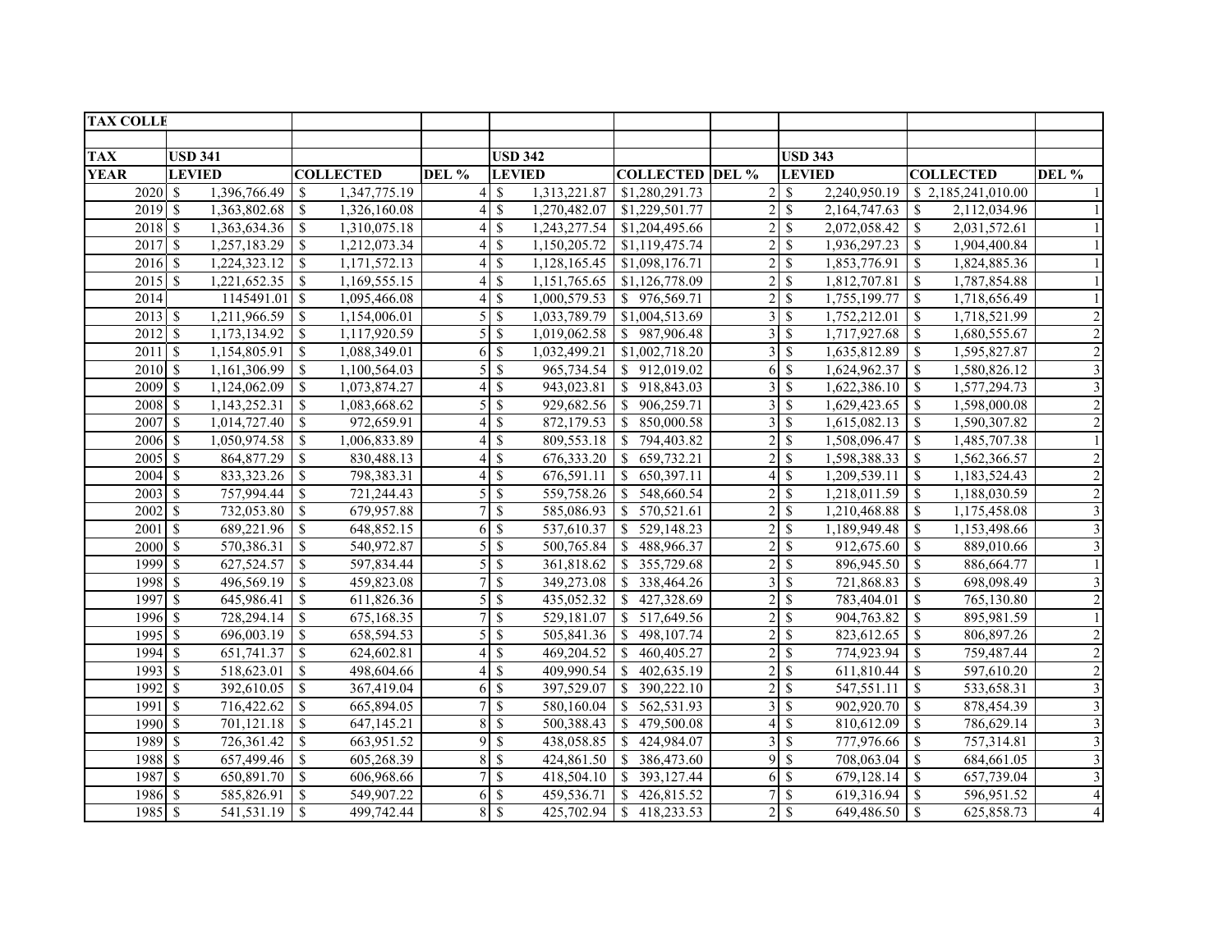| TAX COLLE | | | | | | | | | |
|---|---|---|---|---|---|---|---|---|---|
| | | | | | | | | | |
| TAX | USD 341 | | | USD 342 | | | USD 343 | | |
| YEAR | LEVIED | COLLECTED | DEL % | LEVIED | COLLECTED | DEL % | LEVIED | COLLECTED | DEL % |
| 2020 | $ 1,396,766.49 | $ 1,347,775.19 | 4 | $ 1,313,221.87 | $1,280,291.73 | 2 | $ 2,240,950.19 | $ 2,185,241,010.00 | 1 |
| 2019 | $ 1,363,802.68 | $ 1,326,160.08 | 4 | $ 1,270,482.07 | $1,229,501.77 | 2 | $ 2,164,747.63 | $ 2,112,034.96 | 1 |
| 2018 | $ 1,363,634.36 | $ 1,310,075.18 | 4 | $ 1,243,277.54 | $1,204,495.66 | 2 | $ 2,072,058.42 | $ 2,031,572.61 | 1 |
| 2017 | $ 1,257,183.29 | $ 1,212,073.34 | 4 | $ 1,150,205.72 | $1,119,475.74 | 2 | $ 1,936,297.23 | $ 1,904,400.84 | 1 |
| 2016 | $ 1,224,323.12 | $ 1,171,572.13 | 4 | $ 1,128,165.45 | $1,098,176.71 | 2 | $ 1,853,776.91 | $ 1,824,885.36 | 1 |
| 2015 | $ 1,221,652.35 | $ 1,169,555.15 | 4 | $ 1,151,765.65 | $1,126,778.09 | 2 | $ 1,812,707.81 | $ 1,787,854.88 | 1 |
| 2014 | 1145491.01 | $ 1,095,466.08 | 4 | $ 1,000,579.53 | $ 976,569.71 | 2 | $ 1,755,199.77 | $ 1,718,656.49 | 1 |
| 2013 | $ 1,211,966.59 | $ 1,154,006.01 | 5 | $ 1,033,789.79 | $1,004,513.69 | 3 | $ 1,752,212.01 | $ 1,718,521.99 | 2 |
| 2012 | $ 1,173,134.92 | $ 1,117,920.59 | 5 | $ 1,019,062.58 | $ 987,906.48 | 3 | $ 1,717,927.68 | $ 1,680,555.67 | 2 |
| 2011 | $ 1,154,805.91 | $ 1,088,349.01 | 6 | $ 1,032,499.21 | $1,002,718.20 | 3 | $ 1,635,812.89 | $ 1,595,827.87 | 2 |
| 2010 | $ 1,161,306.99 | $ 1,100,564.03 | 5 | $ 965,734.54 | $ 912,019.02 | 6 | $ 1,624,962.37 | $ 1,580,826.12 | 3 |
| 2009 | $ 1,124,062.09 | $ 1,073,874.27 | 4 | $ 943,023.81 | $ 918,843.03 | 3 | $ 1,622,386.10 | $ 1,577,294.73 | 3 |
| 2008 | $ 1,143,252.31 | $ 1,083,668.62 | 5 | $ 929,682.56 | $ 906,259.71 | 3 | $ 1,629,423.65 | $ 1,598,000.08 | 2 |
| 2007 | $ 1,014,727.40 | $ 972,659.91 | 4 | $ 872,179.53 | $ 850,000.58 | 3 | $ 1,615,082.13 | $ 1,590,307.82 | 2 |
| 2006 | $ 1,050,974.58 | $ 1,006,833.89 | 4 | $ 809,553.18 | $ 794,403.82 | 2 | $ 1,508,096.47 | $ 1,485,707.38 | 1 |
| 2005 | $ 864,877.29 | $ 830,488.13 | 4 | $ 676,333.20 | $ 659,732.21 | 2 | $ 1,598,388.33 | $ 1,562,366.57 | 2 |
| 2004 | $ 833,323.26 | $ 798,383.31 | 4 | $ 676,591.11 | $ 650,397.11 | 4 | $ 1,209,539.11 | $ 1,183,524.43 | 2 |
| 2003 | $ 757,994.44 | $ 721,244.43 | 5 | $ 559,758.26 | $ 548,660.54 | 2 | $ 1,218,011.59 | $ 1,188,030.59 | 2 |
| 2002 | $ 732,053.80 | $ 679,957.88 | 7 | $ 585,086.93 | $ 570,521.61 | 2 | $ 1,210,468.88 | $ 1,175,458.08 | 3 |
| 2001 | $ 689,221.96 | $ 648,852.15 | 6 | $ 537,610.37 | $ 529,148.23 | 2 | $ 1,189,949.48 | $ 1,153,498.66 | 3 |
| 2000 | $ 570,386.31 | $ 540,972.87 | 5 | $ 500,765.84 | $ 488,966.37 | 2 | $ 912,675.60 | $ 889,010.66 | 3 |
| 1999 | $ 627,524.57 | $ 597,834.44 | 5 | $ 361,818.62 | $ 355,729.68 | 2 | $ 896,945.50 | $ 886,664.77 | 1 |
| 1998 | $ 496,569.19 | $ 459,823.08 | 7 | $ 349,273.08 | $ 338,464.26 | 3 | $ 721,868.83 | $ 698,098.49 | 3 |
| 1997 | $ 645,986.41 | $ 611,826.36 | 5 | $ 435,052.32 | $ 427,328.69 | 2 | $ 783,404.01 | $ 765,130.80 | 2 |
| 1996 | $ 728,294.14 | $ 675,168.35 | 7 | $ 529,181.07 | $ 517,649.56 | 2 | $ 904,763.82 | $ 895,981.59 | 1 |
| 1995 | $ 696,003.19 | $ 658,594.53 | 5 | $ 505,841.36 | $ 498,107.74 | 2 | $ 823,612.65 | $ 806,897.26 | 2 |
| 1994 | $ 651,741.37 | $ 624,602.81 | 4 | $ 469,204.52 | $ 460,405.27 | 2 | $ 774,923.94 | $ 759,487.44 | 2 |
| 1993 | $ 518,623.01 | $ 498,604.66 | 4 | $ 409,990.54 | $ 402,635.19 | 2 | $ 611,810.44 | $ 597,610.20 | 2 |
| 1992 | $ 392,610.05 | $ 367,419.04 | 6 | $ 397,529.07 | $ 390,222.10 | 2 | $ 547,551.11 | $ 533,658.31 | 3 |
| 1991 | $ 716,422.62 | $ 665,894.05 | 7 | $ 580,160.04 | $ 562,531.93 | 3 | $ 902,920.70 | $ 878,454.39 | 3 |
| 1990 | $ 701,121.18 | $ 647,145.21 | 8 | $ 500,388.43 | $ 479,500.08 | 4 | $ 810,612.09 | $ 786,629.14 | 3 |
| 1989 | $ 726,361.42 | $ 663,951.52 | 9 | $ 438,058.85 | $ 424,984.07 | 3 | $ 777,976.66 | $ 757,314.81 | 3 |
| 1988 | $ 657,499.46 | $ 605,268.39 | 8 | $ 424,861.50 | $ 386,473.60 | 9 | $ 708,063.04 | $ 684,661.05 | 3 |
| 1987 | $ 650,891.70 | $ 606,968.66 | 7 | $ 418,504.10 | $ 393,127.44 | 6 | $ 679,128.14 | $ 657,739.04 | 3 |
| 1986 | $ 585,826.91 | $ 549,907.22 | 6 | $ 459,536.71 | $ 426,815.52 | 7 | $ 619,316.94 | $ 596,951.52 | 4 |
| 1985 | $ 541,531.19 | $ 499,742.44 | 8 | $ 425,702.94 | $ 418,233.53 | 2 | $ 649,486.50 | $ 625,858.73 | 4 |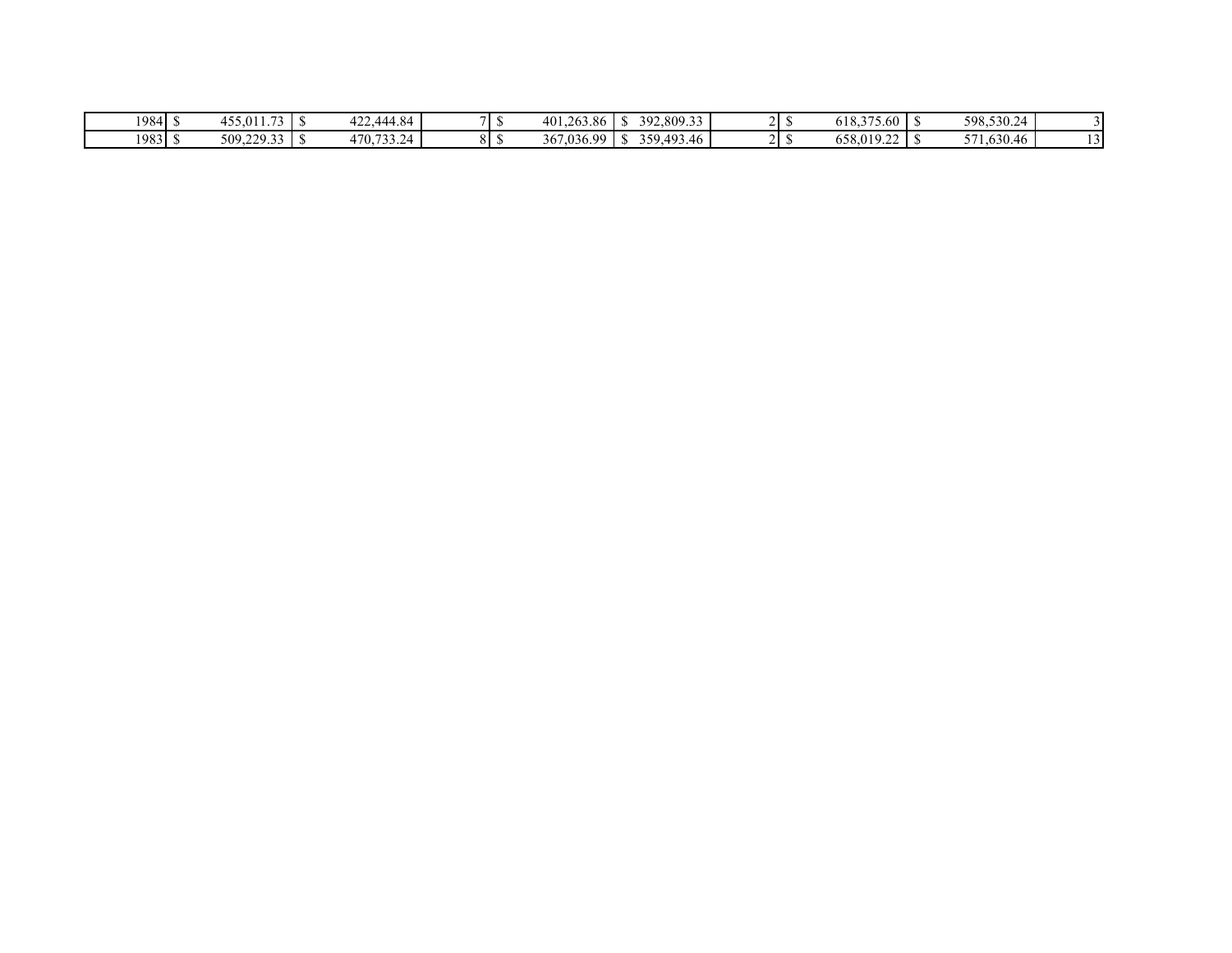| | | | | | | | | | |
|---|---|---|---|---|---|---|---|---|---|
| 1984 | $ 455,011.73 | $ 422,444.84 | 7 | $ 401,263.86 | $ 392,809.33 | 2 | $ 618,375.60 | $ 598,530.24 | 3 |
| 1983 | $ 509,229.33 | $ 470,733.24 | 8 | $ 367,036.99 | $ 359,493.46 | 2 | $ 658,019.22 | $ 571,630.46 | 13 |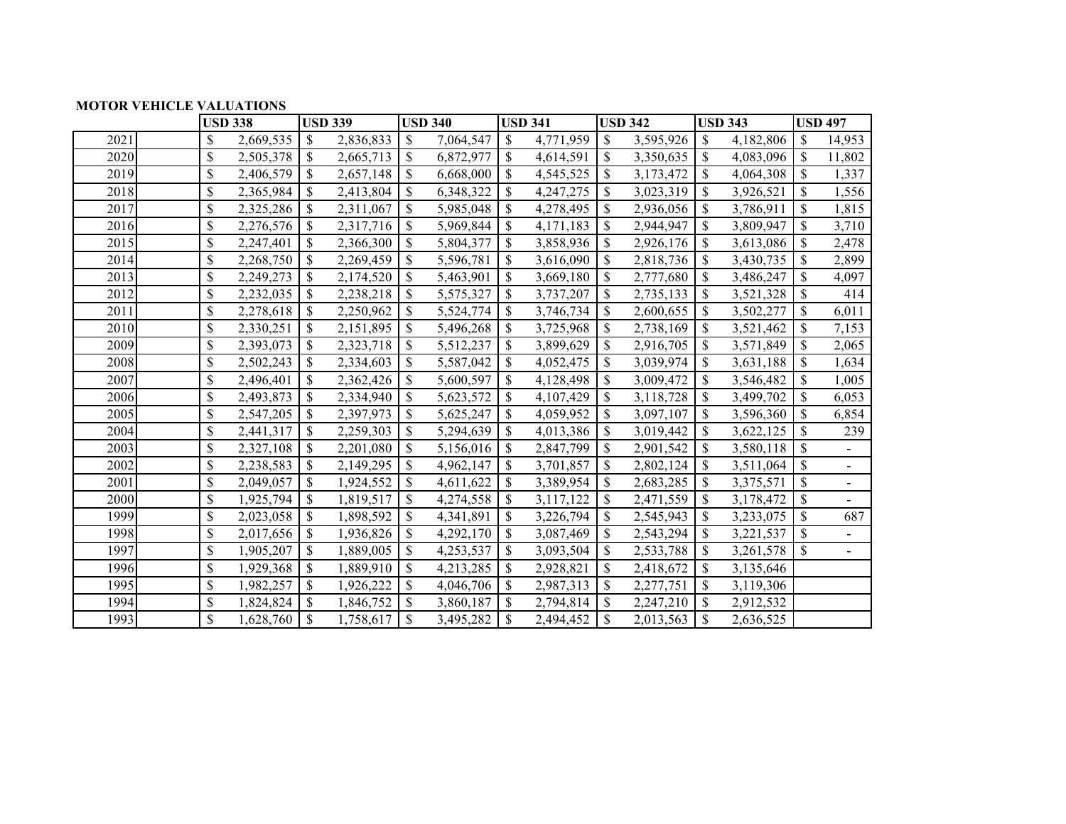**MOTOR VEHICLE VALUATIONS**

| | USD 338 | USD 339 | USD 340 | USD 341 | USD 342 | USD 343 | USD 497 |
|---|---|---|---|---|---|---|---|
| 2021 | $ 2,669,535 | $ 2,836,833 | $ 7,064,547 | $ 4,771,959 | $ 3,595,926 | $ 4,182,806 | $ 14,953 |
| 2020 | $ 2,505,378 | $ 2,665,713 | $ 6,872,977 | $ 4,614,591 | $ 3,350,635 | $ 4,083,096 | $ 11,802 |
| 2019 | $ 2,406,579 | $ 2,657,148 | $ 6,668,000 | $ 4,545,525 | $ 3,173,472 | $ 4,064,308 | $ 1,337 |
| 2018 | $ 2,365,984 | $ 2,413,804 | $ 6,348,322 | $ 4,247,275 | $ 3,023,319 | $ 3,926,521 | $ 1,556 |
| 2017 | $ 2,325,286 | $ 2,311,067 | $ 5,985,048 | $ 4,278,495 | $ 2,936,056 | $ 3,786,911 | $ 1,815 |
| 2016 | $ 2,276,576 | $ 2,317,716 | $ 5,969,844 | $ 4,171,183 | $ 2,944,947 | $ 3,809,947 | $ 3,710 |
| 2015 | $ 2,247,401 | $ 2,366,300 | $ 5,804,377 | $ 3,858,936 | $ 2,926,176 | $ 3,613,086 | $ 2,478 |
| 2014 | $ 2,268,750 | $ 2,269,459 | $ 5,596,781 | $ 3,616,090 | $ 2,818,736 | $ 3,430,735 | $ 2,899 |
| 2013 | $ 2,249,273 | $ 2,174,520 | $ 5,463,901 | $ 3,669,180 | $ 2,777,680 | $ 3,486,247 | $ 4,097 |
| 2012 | $ 2,232,035 | $ 2,238,218 | $ 5,575,327 | $ 3,737,207 | $ 2,735,133 | $ 3,521,328 | $ 414 |
| 2011 | $ 2,278,618 | $ 2,250,962 | $ 5,524,774 | $ 3,746,734 | $ 2,600,655 | $ 3,502,277 | $ 6,011 |
| 2010 | $ 2,330,251 | $ 2,151,895 | $ 5,496,268 | $ 3,725,968 | $ 2,738,169 | $ 3,521,462 | $ 7,153 |
| 2009 | $ 2,393,073 | $ 2,323,718 | $ 5,512,237 | $ 3,899,629 | $ 2,916,705 | $ 3,571,849 | $ 2,065 |
| 2008 | $ 2,502,243 | $ 2,334,603 | $ 5,587,042 | $ 4,052,475 | $ 3,039,974 | $ 3,631,188 | $ 1,634 |
| 2007 | $ 2,496,401 | $ 2,362,426 | $ 5,600,597 | $ 4,128,498 | $ 3,009,472 | $ 3,546,482 | $ 1,005 |
| 2006 | $ 2,493,873 | $ 2,334,940 | $ 5,623,572 | $ 4,107,429 | $ 3,118,728 | $ 3,499,702 | $ 6,053 |
| 2005 | $ 2,547,205 | $ 2,397,973 | $ 5,625,247 | $ 4,059,952 | $ 3,097,107 | $ 3,596,360 | $ 6,854 |
| 2004 | $ 2,441,317 | $ 2,259,303 | $ 5,294,639 | $ 4,013,386 | $ 3,019,442 | $ 3,622,125 | $ 239 |
| 2003 | $ 2,327,108 | $ 2,201,080 | $ 5,156,016 | $ 2,847,799 | $ 2,901,542 | $ 3,580,118 | $ - |
| 2002 | $ 2,238,583 | $ 2,149,295 | $ 4,962,147 | $ 3,701,857 | $ 2,802,124 | $ 3,511,064 | $ - |
| 2001 | $ 2,049,057 | $ 1,924,552 | $ 4,611,622 | $ 3,389,954 | $ 2,683,285 | $ 3,375,571 | $ - |
| 2000 | $ 1,925,794 | $ 1,819,517 | $ 4,274,558 | $ 3,117,122 | $ 2,471,559 | $ 3,178,472 | $ - |
| 1999 | $ 2,023,058 | $ 1,898,592 | $ 4,341,891 | $ 3,226,794 | $ 2,545,943 | $ 3,233,075 | $ 687 |
| 1998 | $ 2,017,656 | $ 1,936,826 | $ 4,292,170 | $ 3,087,469 | $ 2,543,294 | $ 3,221,537 | $ - |
| 1997 | $ 1,905,207 | $ 1,889,005 | $ 4,253,537 | $ 3,093,504 | $ 2,533,788 | $ 3,261,578 | $ - |
| 1996 | $ 1,929,368 | $ 1,889,910 | $ 4,213,285 | $ 2,928,821 | $ 2,418,672 | $ 3,135,646 | |
| 1995 | $ 1,982,257 | $ 1,926,222 | $ 4,046,706 | $ 2,987,313 | $ 2,277,751 | $ 3,119,306 | |
| 1994 | $ 1,824,824 | $ 1,846,752 | $ 3,860,187 | $ 2,794,814 | $ 2,247,210 | $ 2,912,532 | |
| 1993 | $ 1,628,760 | $ 1,758,617 | $ 3,495,282 | $ 2,494,452 | $ 2,013,563 | $ 2,636,525 | |